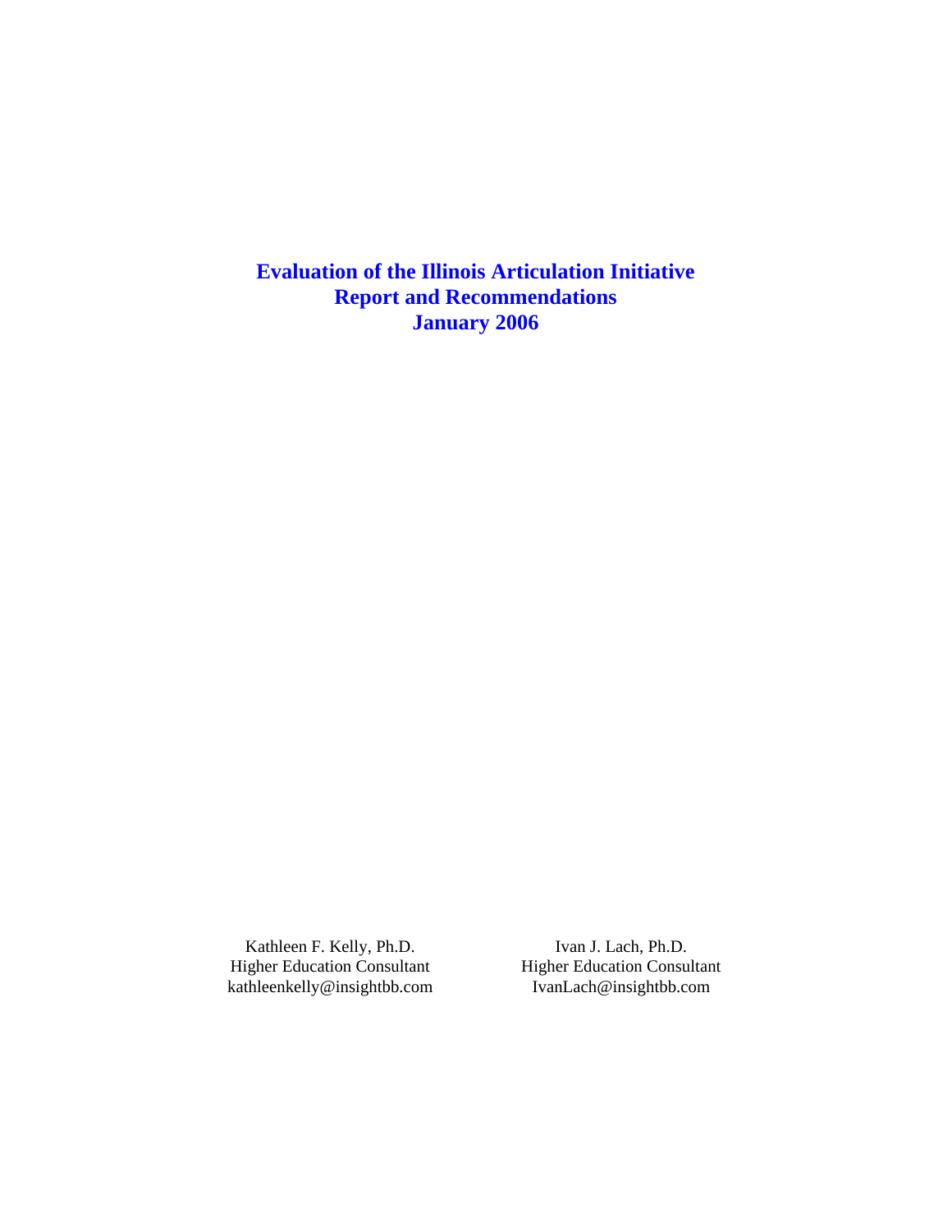# Evaluation of the Illinois Articulation Initiative
# Report and Recommendations
# January 2006

Kathleen F. Kelly, Ph.D.
Higher Education Consultant
kathleenkelly@insightbb.com

Ivan J. Lach, Ph.D.
Higher Education Consultant
IvanLach@insightbb.com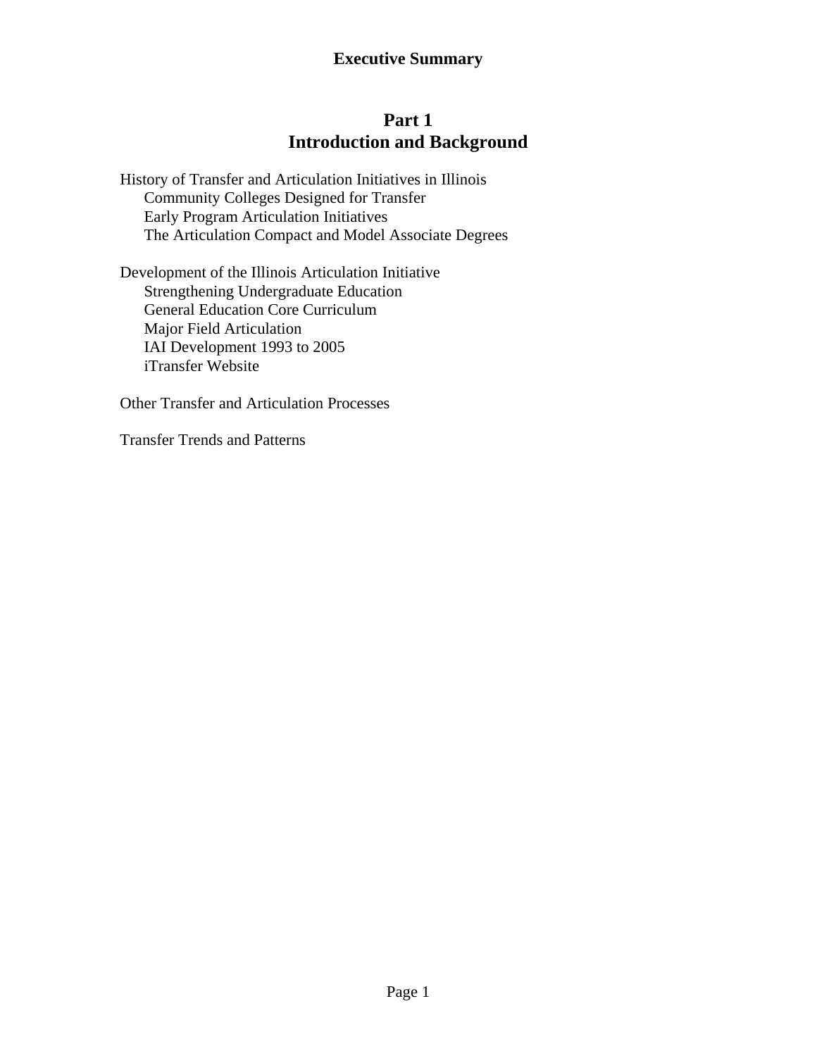# Executive Summary

## Part 1
## Introduction and Background

History of Transfer and Articulation Initiatives in Illinois
- Community Colleges Designed for Transfer
- Early Program Articulation Initiatives
- The Articulation Compact and Model Associate Degrees

Development of the Illinois Articulation Initiative
- Strengthening Undergraduate Education
- General Education Core Curriculum
- Major Field Articulation
- IAI Development 1993 to 2005
- iTransfer Website

Other Transfer and Articulation Processes

Transfer Trends and Patterns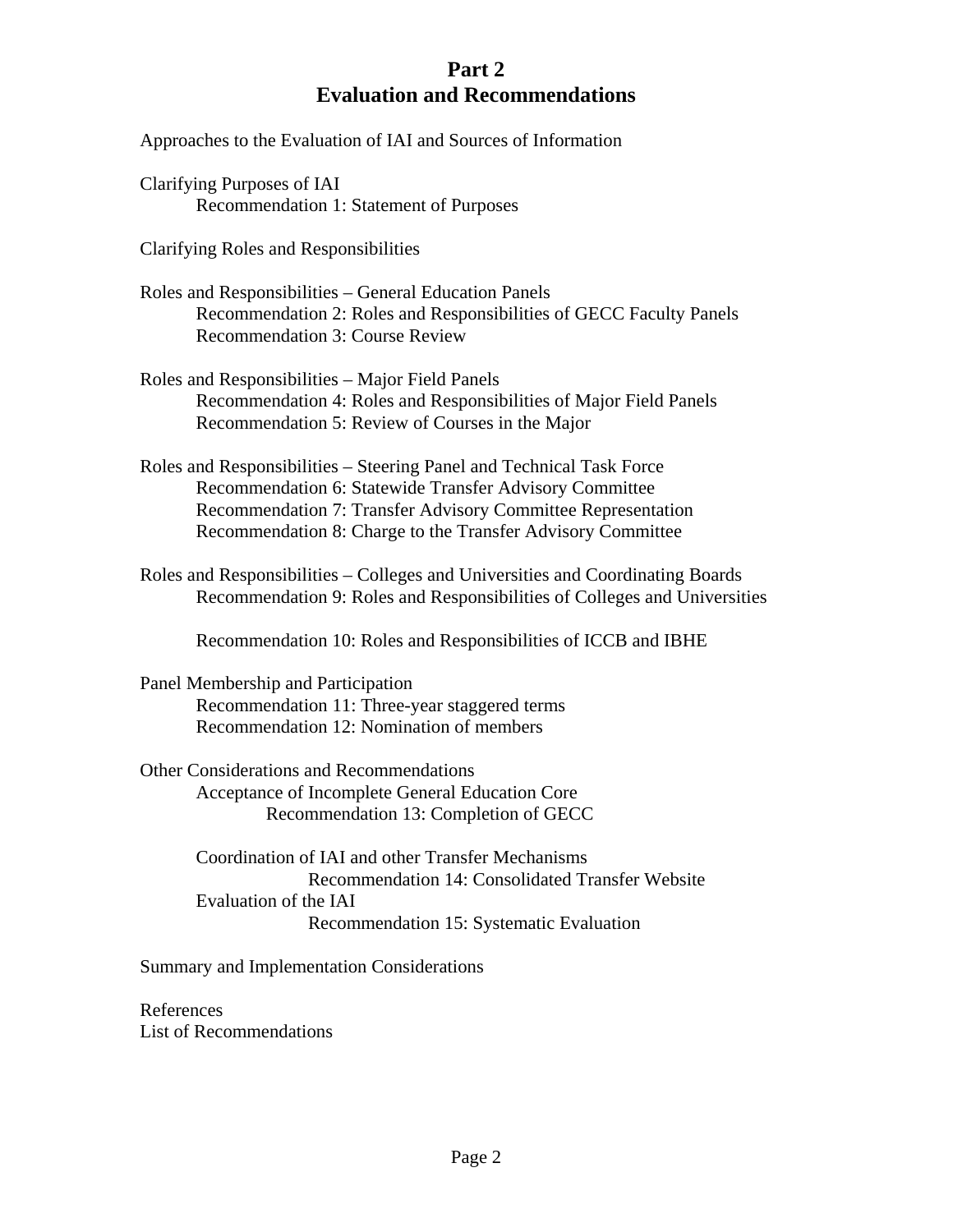# Part 2
# Evaluation and Recommendations

Approaches to the Evaluation of IAI and Sources of Information

Clarifying Purposes of IAI
- Recommendation 1: Statement of Purposes

Clarifying Roles and Responsibilities

Roles and Responsibilities – General Education Panels
- Recommendation 2: Roles and Responsibilities of GECC Faculty Panels
- Recommendation 3: Course Review

Roles and Responsibilities – Major Field Panels
- Recommendation 4: Roles and Responsibilities of Major Field Panels
- Recommendation 5: Review of Courses in the Major

Roles and Responsibilities – Steering Panel and Technical Task Force
- Recommendation 6: Statewide Transfer Advisory Committee
- Recommendation 7: Transfer Advisory Committee Representation
- Recommendation 8: Charge to the Transfer Advisory Committee

Roles and Responsibilities – Colleges and Universities and Coordinating Boards
- Recommendation 9: Roles and Responsibilities of Colleges and Universities
- Recommendation 10: Roles and Responsibilities of ICCB and IBHE

Panel Membership and Participation
- Recommendation 11: Three-year staggered terms
- Recommendation 12: Nomination of members

Other Considerations and Recommendations
- Acceptance of Incomplete General Education Core
  - Recommendation 13: Completion of GECC
- Coordination of IAI and other Transfer Mechanisms
  - Recommendation 14: Consolidated Transfer Website
- Evaluation of the IAI
  - Recommendation 15: Systematic Evaluation

Summary and Implementation Considerations

References

List of Recommendations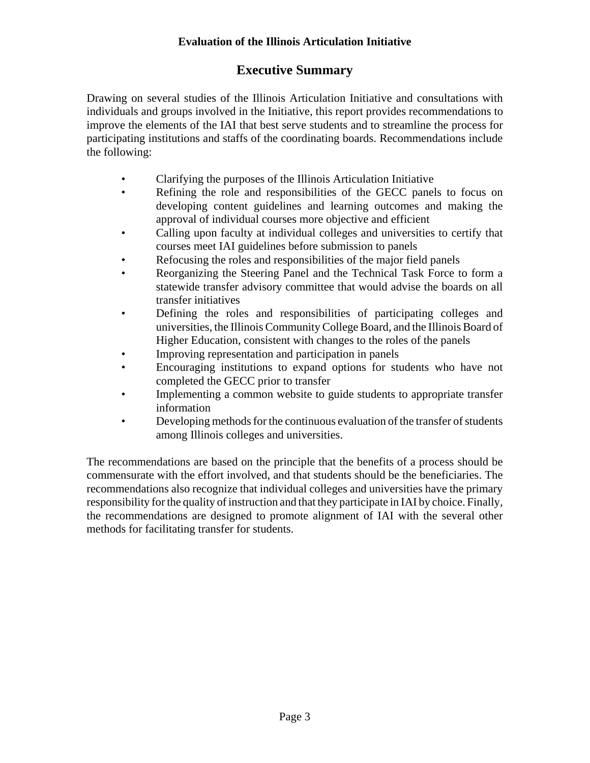## Executive Summary

Drawing on several studies of the Illinois Articulation Initiative and consultations with individuals and groups involved in the Initiative, this report provides recommendations to improve the elements of the IAI that best serve students and to streamline the process for participating institutions and staffs of the coordinating boards. Recommendations include the following:

- Clarifying the purposes of the Illinois Articulation Initiative
- Refining the role and responsibilities of the GECC panels to focus on developing content guidelines and learning outcomes and making the approval of individual courses more objective and efficient
- Calling upon faculty at individual colleges and universities to certify that courses meet IAI guidelines before submission to panels
- Refocusing the roles and responsibilities of the major field panels
- Reorganizing the Steering Panel and the Technical Task Force to form a statewide transfer advisory committee that would advise the boards on all transfer initiatives
- Defining the roles and responsibilities of participating colleges and universities, the Illinois Community College Board, and the Illinois Board of Higher Education, consistent with changes to the roles of the panels
- Improving representation and participation in panels
- Encouraging institutions to expand options for students who have not completed the GECC prior to transfer
- Implementing a common website to guide students to appropriate transfer information
- Developing methods for the continuous evaluation of the transfer of students among Illinois colleges and universities.

The recommendations are based on the principle that the benefits of a process should be commensurate with the effort involved, and that students should be the beneficiaries. The recommendations also recognize that individual colleges and universities have the primary responsibility for the quality of instruction and that they participate in IAI by choice. Finally, the recommendations are designed to promote alignment of IAI with the several other methods for facilitating transfer for students.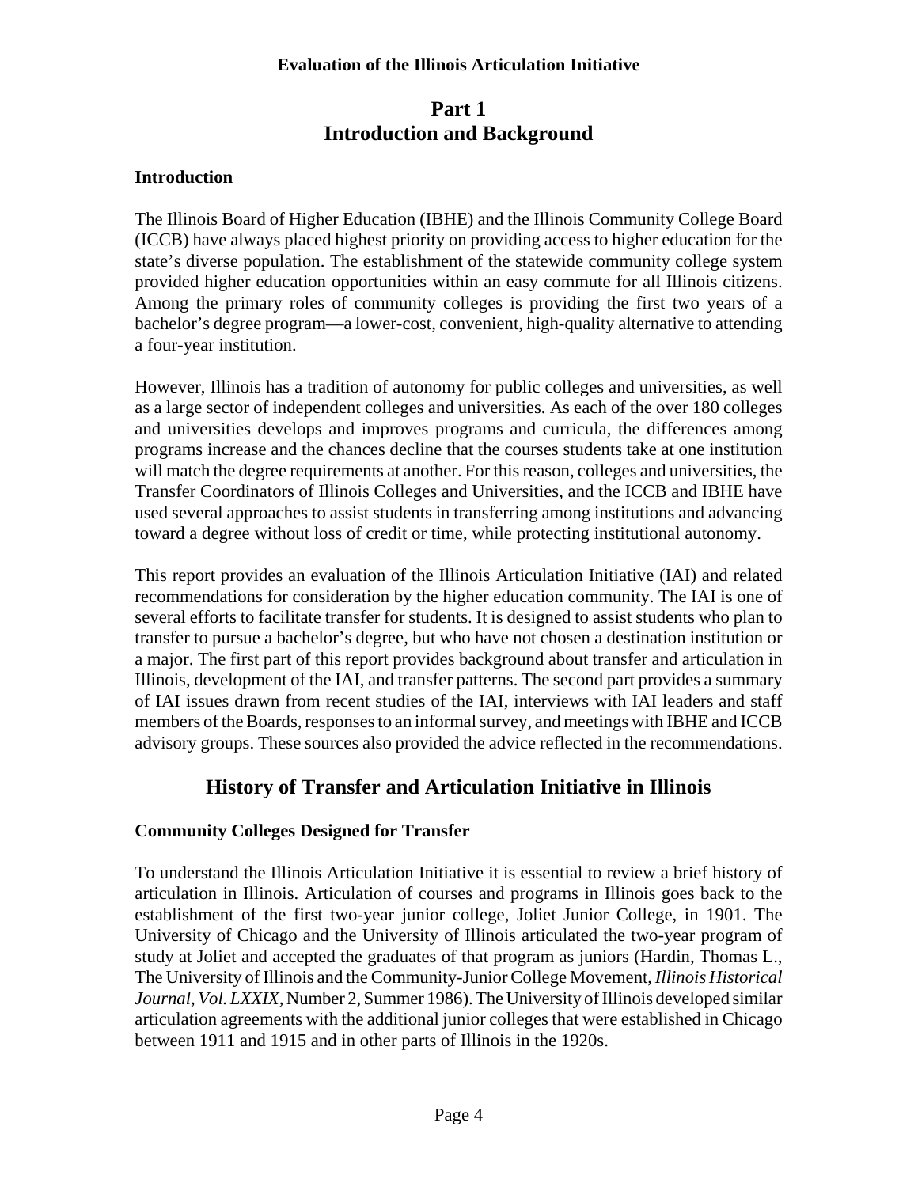# Part 1
# Introduction and Background

### Introduction

The Illinois Board of Higher Education (IBHE) and the Illinois Community College Board (ICCB) have always placed highest priority on providing access to higher education for the state's diverse population. The establishment of the statewide community college system provided higher education opportunities within an easy commute for all Illinois citizens. Among the primary roles of community colleges is providing the first two years of a bachelor's degree program—a lower-cost, convenient, high-quality alternative to attending a four-year institution.

However, Illinois has a tradition of autonomy for public colleges and universities, as well as a large sector of independent colleges and universities. As each of the over 180 colleges and universities develops and improves programs and curricula, the differences among programs increase and the chances decline that the courses students take at one institution will match the degree requirements at another. For this reason, colleges and universities, the Transfer Coordinators of Illinois Colleges and Universities, and the ICCB and IBHE have used several approaches to assist students in transferring among institutions and advancing toward a degree without loss of credit or time, while protecting institutional autonomy.

This report provides an evaluation of the Illinois Articulation Initiative (IAI) and related recommendations for consideration by the higher education community. The IAI is one of several efforts to facilitate transfer for students. It is designed to assist students who plan to transfer to pursue a bachelor's degree, but who have not chosen a destination institution or a major. The first part of this report provides background about transfer and articulation in Illinois, development of the IAI, and transfer patterns. The second part provides a summary of IAI issues drawn from recent studies of the IAI, interviews with IAI leaders and staff members of the Boards, responses to an informal survey, and meetings with IBHE and ICCB advisory groups. These sources also provided the advice reflected in the recommendations.

## History of Transfer and Articulation Initiative in Illinois

### Community Colleges Designed for Transfer

To understand the Illinois Articulation Initiative it is essential to review a brief history of articulation in Illinois. Articulation of courses and programs in Illinois goes back to the establishment of the first two-year junior college, Joliet Junior College, in 1901. The University of Chicago and the University of Illinois articulated the two-year program of study at Joliet and accepted the graduates of that program as juniors (Hardin, Thomas L., The University of Illinois and the Community-Junior College Movement, *Illinois Historical Journal, Vol. LXXIX*, Number 2, Summer 1986). The University of Illinois developed similar articulation agreements with the additional junior colleges that were established in Chicago between 1911 and 1915 and in other parts of Illinois in the 1920s.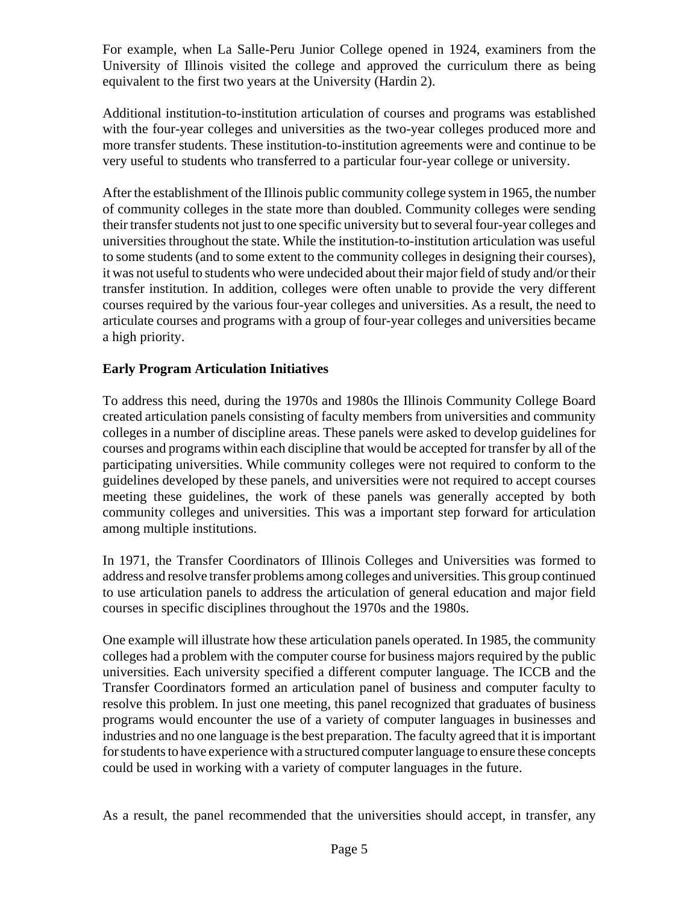For example, when La Salle-Peru Junior College opened in 1924, examiners from the University of Illinois visited the college and approved the curriculum there as being equivalent to the first two years at the University (Hardin 2).

Additional institution-to-institution articulation of courses and programs was established with the four-year colleges and universities as the two-year colleges produced more and more transfer students. These institution-to-institution agreements were and continue to be very useful to students who transferred to a particular four-year college or university.

After the establishment of the Illinois public community college system in 1965, the number of community colleges in the state more than doubled. Community colleges were sending their transfer students not just to one specific university but to several four-year colleges and universities throughout the state. While the institution-to-institution articulation was useful to some students (and to some extent to the community colleges in designing their courses), it was not useful to students who were undecided about their major field of study and/or their transfer institution. In addition, colleges were often unable to provide the very different courses required by the various four-year colleges and universities. As a result, the need to articulate courses and programs with a group of four-year colleges and universities became a high priority.

**Early Program Articulation Initiatives**

To address this need, during the 1970s and 1980s the Illinois Community College Board created articulation panels consisting of faculty members from universities and community colleges in a number of discipline areas. These panels were asked to develop guidelines for courses and programs within each discipline that would be accepted for transfer by all of the participating universities. While community colleges were not required to conform to the guidelines developed by these panels, and universities were not required to accept courses meeting these guidelines, the work of these panels was generally accepted by both community colleges and universities. This was a important step forward for articulation among multiple institutions.

In 1971, the Transfer Coordinators of Illinois Colleges and Universities was formed to address and resolve transfer problems among colleges and universities. This group continued to use articulation panels to address the articulation of general education and major field courses in specific disciplines throughout the 1970s and the 1980s.

One example will illustrate how these articulation panels operated. In 1985, the community colleges had a problem with the computer course for business majors required by the public universities. Each university specified a different computer language. The ICCB and the Transfer Coordinators formed an articulation panel of business and computer faculty to resolve this problem. In just one meeting, this panel recognized that graduates of business programs would encounter the use of a variety of computer languages in businesses and industries and no one language is the best preparation. The faculty agreed that it is important for students to have experience with a structured computer language to ensure these concepts could be used in working with a variety of computer languages in the future.

As a result, the panel recommended that the universities should accept, in transfer, any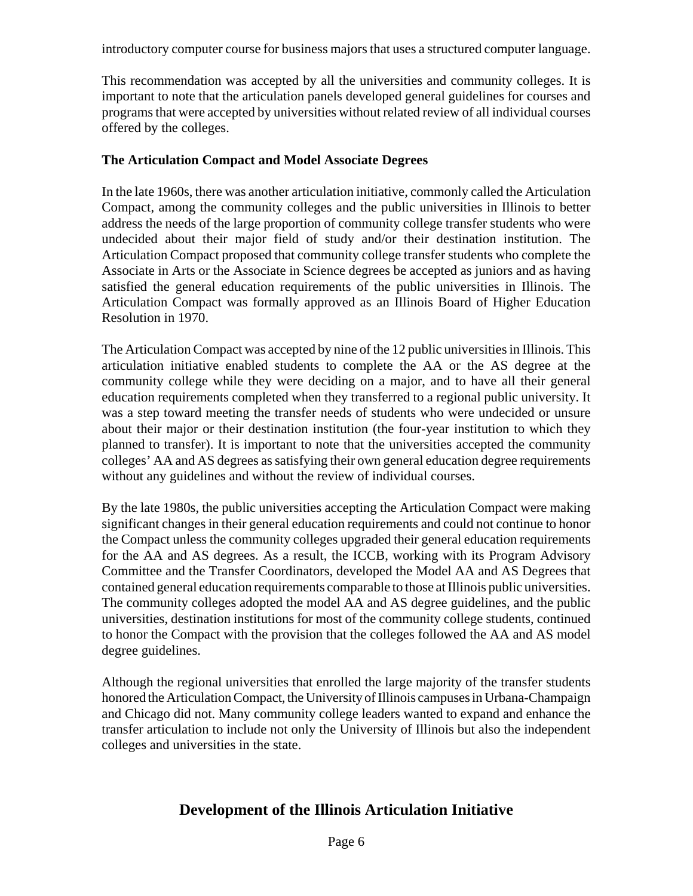introductory computer course for business majors that uses a structured computer language.

This recommendation was accepted by all the universities and community colleges. It is important to note that the articulation panels developed general guidelines for courses and programs that were accepted by universities without related review of all individual courses offered by the colleges.

**The Articulation Compact and Model Associate Degrees**

In the late 1960s, there was another articulation initiative, commonly called the Articulation Compact, among the community colleges and the public universities in Illinois to better address the needs of the large proportion of community college transfer students who were undecided about their major field of study and/or their destination institution. The Articulation Compact proposed that community college transfer students who complete the Associate in Arts or the Associate in Science degrees be accepted as juniors and as having satisfied the general education requirements of the public universities in Illinois. The Articulation Compact was formally approved as an Illinois Board of Higher Education Resolution in 1970.

The Articulation Compact was accepted by nine of the 12 public universities in Illinois. This articulation initiative enabled students to complete the AA or the AS degree at the community college while they were deciding on a major, and to have all their general education requirements completed when they transferred to a regional public university. It was a step toward meeting the transfer needs of students who were undecided or unsure about their major or their destination institution (the four-year institution to which they planned to transfer). It is important to note that the universities accepted the community colleges' AA and AS degrees as satisfying their own general education degree requirements without any guidelines and without the review of individual courses.

By the late 1980s, the public universities accepting the Articulation Compact were making significant changes in their general education requirements and could not continue to honor the Compact unless the community colleges upgraded their general education requirements for the AA and AS degrees. As a result, the ICCB, working with its Program Advisory Committee and the Transfer Coordinators, developed the Model AA and AS Degrees that contained general education requirements comparable to those at Illinois public universities. The community colleges adopted the model AA and AS degree guidelines, and the public universities, destination institutions for most of the community college students, continued to honor the Compact with the provision that the colleges followed the AA and AS model degree guidelines.

Although the regional universities that enrolled the large majority of the transfer students honored the Articulation Compact, the University of Illinois campuses in Urbana-Champaign and Chicago did not. Many community college leaders wanted to expand and enhance the transfer articulation to include not only the University of Illinois but also the independent colleges and universities in the state.

## Development of the Illinois Articulation Initiative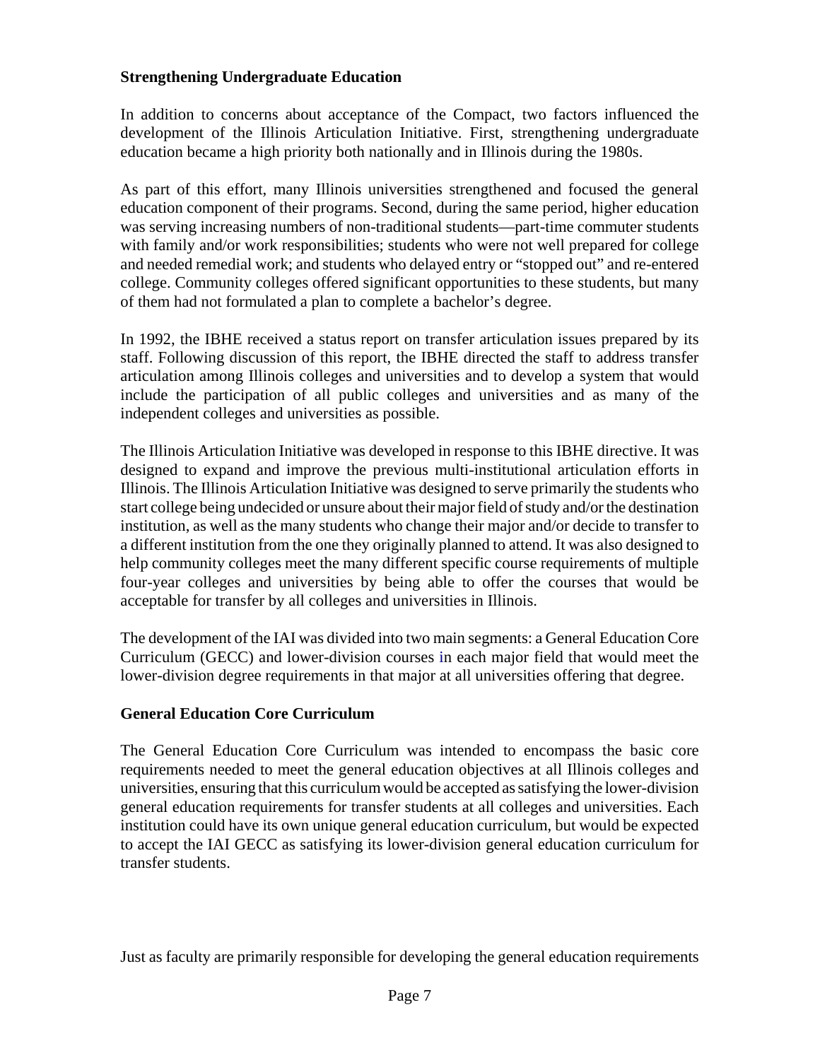## Strengthening Undergraduate Education

In addition to concerns about acceptance of the Compact, two factors influenced the development of the Illinois Articulation Initiative. First, strengthening undergraduate education became a high priority both nationally and in Illinois during the 1980s.

As part of this effort, many Illinois universities strengthened and focused the general education component of their programs. Second, during the same period, higher education was serving increasing numbers of non-traditional students—part-time commuter students with family and/or work responsibilities; students who were not well prepared for college and needed remedial work; and students who delayed entry or "stopped out" and re-entered college. Community colleges offered significant opportunities to these students, but many of them had not formulated a plan to complete a bachelor's degree.

In 1992, the IBHE received a status report on transfer articulation issues prepared by its staff. Following discussion of this report, the IBHE directed the staff to address transfer articulation among Illinois colleges and universities and to develop a system that would include the participation of all public colleges and universities and as many of the independent colleges and universities as possible.

The Illinois Articulation Initiative was developed in response to this IBHE directive. It was designed to expand and improve the previous multi-institutional articulation efforts in Illinois. The Illinois Articulation Initiative was designed to serve primarily the students who start college being undecided or unsure about their major field of study and/or the destination institution, as well as the many students who change their major and/or decide to transfer to a different institution from the one they originally planned to attend. It was also designed to help community colleges meet the many different specific course requirements of multiple four-year colleges and universities by being able to offer the courses that would be acceptable for transfer by all colleges and universities in Illinois.

The development of the IAI was divided into two main segments: a General Education Core Curriculum (GECC) and lower-division courses in each major field that would meet the lower-division degree requirements in that major at all universities offering that degree.

## General Education Core Curriculum

The General Education Core Curriculum was intended to encompass the basic core requirements needed to meet the general education objectives at all Illinois colleges and universities, ensuring that this curriculum would be accepted as satisfying the lower-division general education requirements for transfer students at all colleges and universities. Each institution could have its own unique general education curriculum, but would be expected to accept the IAI GECC as satisfying its lower-division general education curriculum for transfer students.

Just as faculty are primarily responsible for developing the general education requirements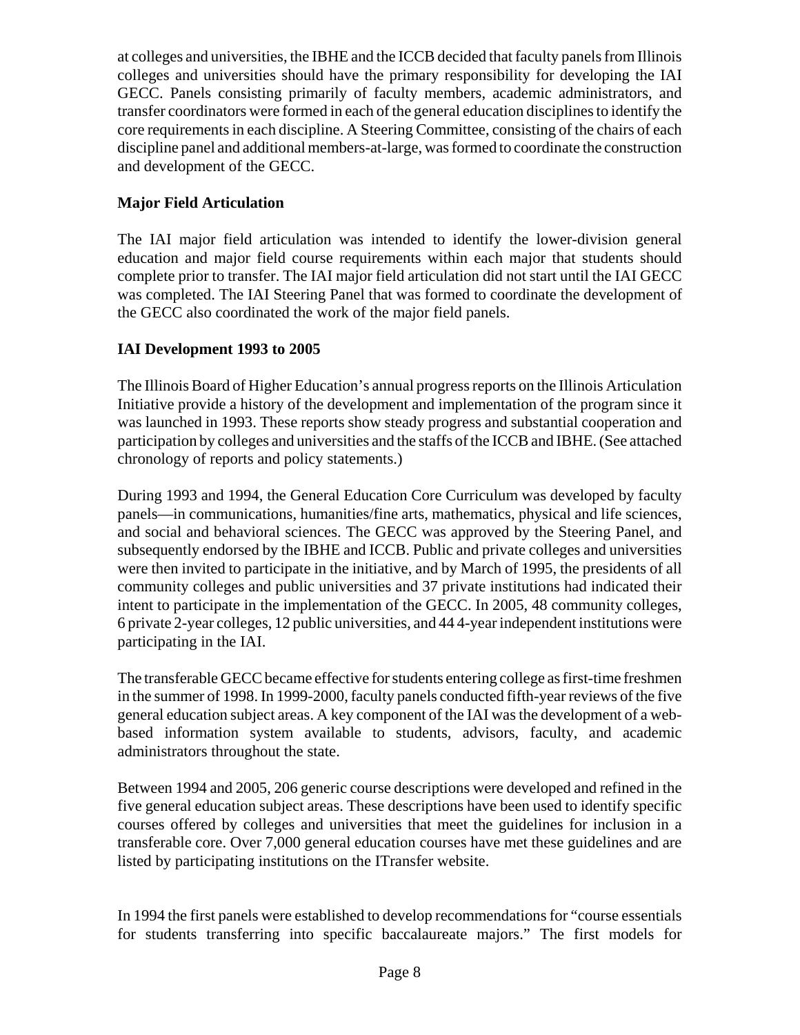at colleges and universities, the IBHE and the ICCB decided that faculty panels from Illinois colleges and universities should have the primary responsibility for developing the IAI GECC. Panels consisting primarily of faculty members, academic administrators, and transfer coordinators were formed in each of the general education disciplines to identify the core requirements in each discipline. A Steering Committee, consisting of the chairs of each discipline panel and additional members-at-large, was formed to coordinate the construction and development of the GECC.

**Major Field Articulation**

The IAI major field articulation was intended to identify the lower-division general education and major field course requirements within each major that students should complete prior to transfer. The IAI major field articulation did not start until the IAI GECC was completed. The IAI Steering Panel that was formed to coordinate the development of the GECC also coordinated the work of the major field panels.

**IAI Development 1993 to 2005**

The Illinois Board of Higher Education's annual progress reports on the Illinois Articulation Initiative provide a history of the development and implementation of the program since it was launched in 1993. These reports show steady progress and substantial cooperation and participation by colleges and universities and the staffs of the ICCB and IBHE. (See attached chronology of reports and policy statements.)

During 1993 and 1994, the General Education Core Curriculum was developed by faculty panels—in communications, humanities/fine arts, mathematics, physical and life sciences, and social and behavioral sciences. The GECC was approved by the Steering Panel, and subsequently endorsed by the IBHE and ICCB. Public and private colleges and universities were then invited to participate in the initiative, and by March of 1995, the presidents of all community colleges and public universities and 37 private institutions had indicated their intent to participate in the implementation of the GECC. In 2005, 48 community colleges, 6 private 2-year colleges, 12 public universities, and 44 4-year independent institutions were participating in the IAI.

The transferable GECC became effective for students entering college as first-time freshmen in the summer of 1998. In 1999-2000, faculty panels conducted fifth-year reviews of the five general education subject areas. A key component of the IAI was the development of a web-based information system available to students, advisors, faculty, and academic administrators throughout the state.

Between 1994 and 2005, 206 generic course descriptions were developed and refined in the five general education subject areas. These descriptions have been used to identify specific courses offered by colleges and universities that meet the guidelines for inclusion in a transferable core. Over 7,000 general education courses have met these guidelines and are listed by participating institutions on the ITransfer website.

In 1994 the first panels were established to develop recommendations for "course essentials for students transferring into specific baccalaureate majors." The first models for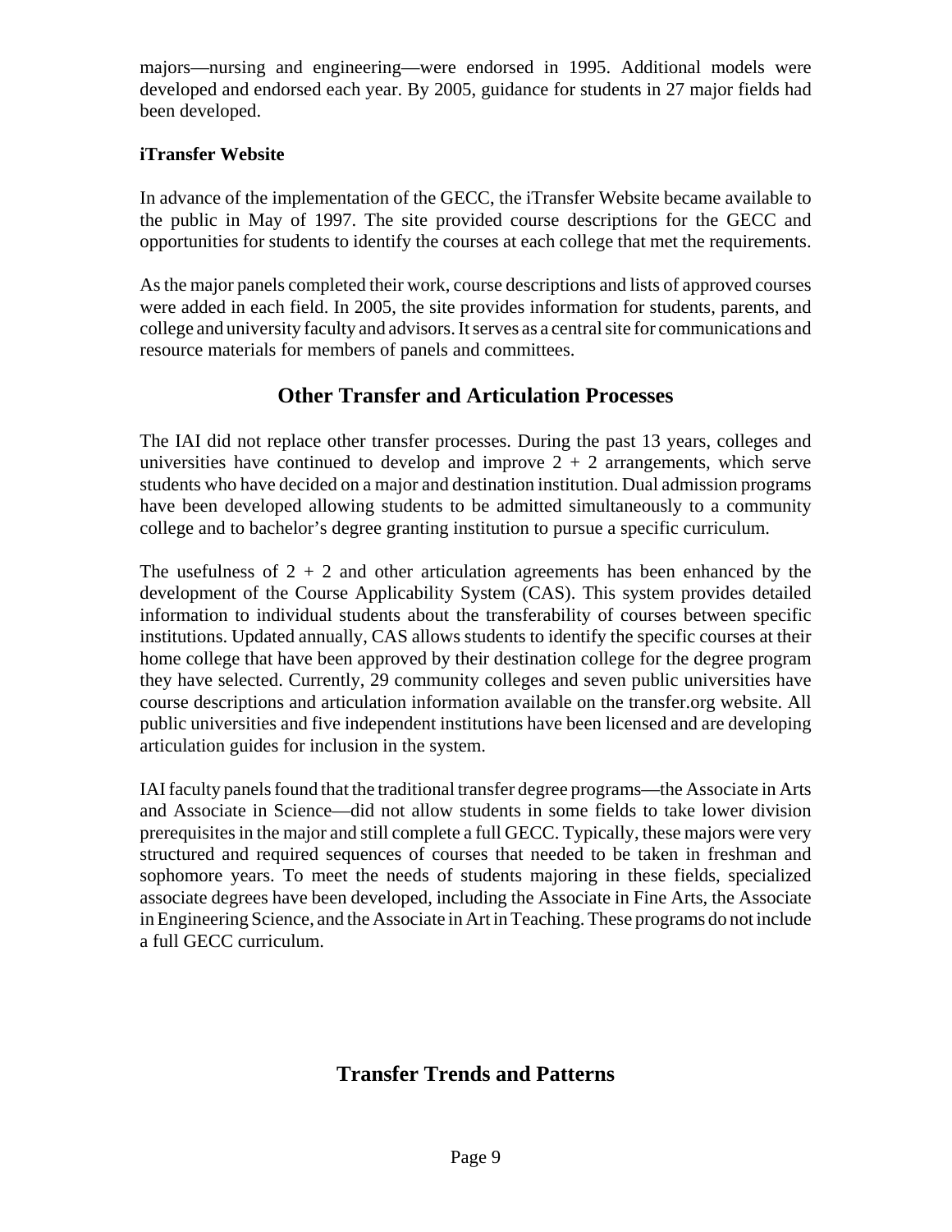majors—nursing and engineering—were endorsed in 1995. Additional models were developed and endorsed each year. By 2005, guidance for students in 27 major fields had been developed.

**iTransfer Website**

In advance of the implementation of the GECC, the iTransfer Website became available to the public in May of 1997. The site provided course descriptions for the GECC and opportunities for students to identify the courses at each college that met the requirements.

As the major panels completed their work, course descriptions and lists of approved courses were added in each field. In 2005, the site provides information for students, parents, and college and university faculty and advisors. It serves as a central site for communications and resource materials for members of panels and committees.

## Other Transfer and Articulation Processes

The IAI did not replace other transfer processes. During the past 13 years, colleges and universities have continued to develop and improve 2 + 2 arrangements, which serve students who have decided on a major and destination institution. Dual admission programs have been developed allowing students to be admitted simultaneously to a community college and to bachelor's degree granting institution to pursue a specific curriculum.

The usefulness of 2 + 2 and other articulation agreements has been enhanced by the development of the Course Applicability System (CAS). This system provides detailed information to individual students about the transferability of courses between specific institutions. Updated annually, CAS allows students to identify the specific courses at their home college that have been approved by their destination college for the degree program they have selected. Currently, 29 community colleges and seven public universities have course descriptions and articulation information available on the transfer.org website. All public universities and five independent institutions have been licensed and are developing articulation guides for inclusion in the system.

IAI faculty panels found that the traditional transfer degree programs—the Associate in Arts and Associate in Science—did not allow students in some fields to take lower division prerequisites in the major and still complete a full GECC. Typically, these majors were very structured and required sequences of courses that needed to be taken in freshman and sophomore years. To meet the needs of students majoring in these fields, specialized associate degrees have been developed, including the Associate in Fine Arts, the Associate in Engineering Science, and the Associate in Art in Teaching. These programs do not include a full GECC curriculum.

## Transfer Trends and Patterns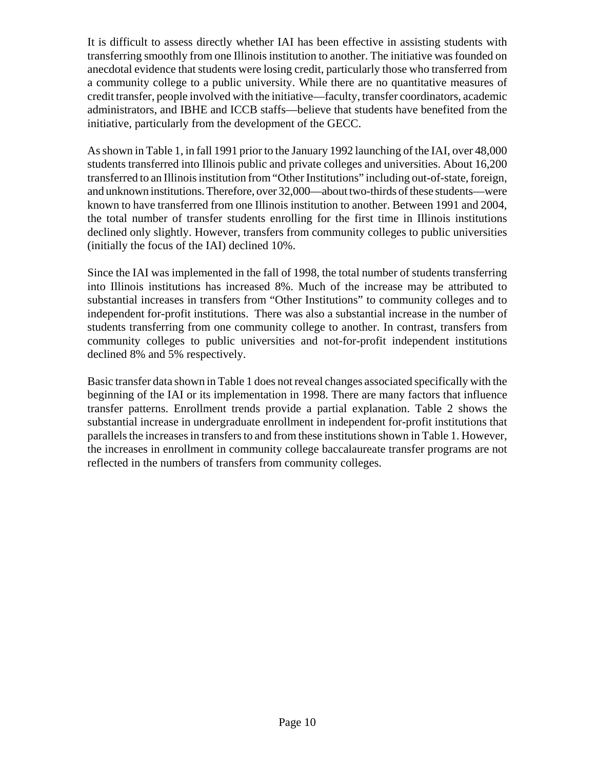It is difficult to assess directly whether IAI has been effective in assisting students with transferring smoothly from one Illinois institution to another. The initiative was founded on anecdotal evidence that students were losing credit, particularly those who transferred from a community college to a public university. While there are no quantitative measures of credit transfer, people involved with the initiative—faculty, transfer coordinators, academic administrators, and IBHE and ICCB staffs—believe that students have benefited from the initiative, particularly from the development of the GECC.

As shown in Table 1, in fall 1991 prior to the January 1992 launching of the IAI, over 48,000 students transferred into Illinois public and private colleges and universities. About 16,200 transferred to an Illinois institution from "Other Institutions" including out-of-state, foreign, and unknown institutions. Therefore, over 32,000—about two-thirds of these students—were known to have transferred from one Illinois institution to another. Between 1991 and 2004, the total number of transfer students enrolling for the first time in Illinois institutions declined only slightly. However, transfers from community colleges to public universities (initially the focus of the IAI) declined 10%.

Since the IAI was implemented in the fall of 1998, the total number of students transferring into Illinois institutions has increased 8%. Much of the increase may be attributed to substantial increases in transfers from "Other Institutions" to community colleges and to independent for-profit institutions. There was also a substantial increase in the number of students transferring from one community college to another. In contrast, transfers from community colleges to public universities and not-for-profit independent institutions declined 8% and 5% respectively.

Basic transfer data shown in Table 1 does not reveal changes associated specifically with the beginning of the IAI or its implementation in 1998. There are many factors that influence transfer patterns. Enrollment trends provide a partial explanation. Table 2 shows the substantial increase in undergraduate enrollment in independent for-profit institutions that parallels the increases in transfers to and from these institutions shown in Table 1. However, the increases in enrollment in community college baccalaureate transfer programs are not reflected in the numbers of transfers from community colleges.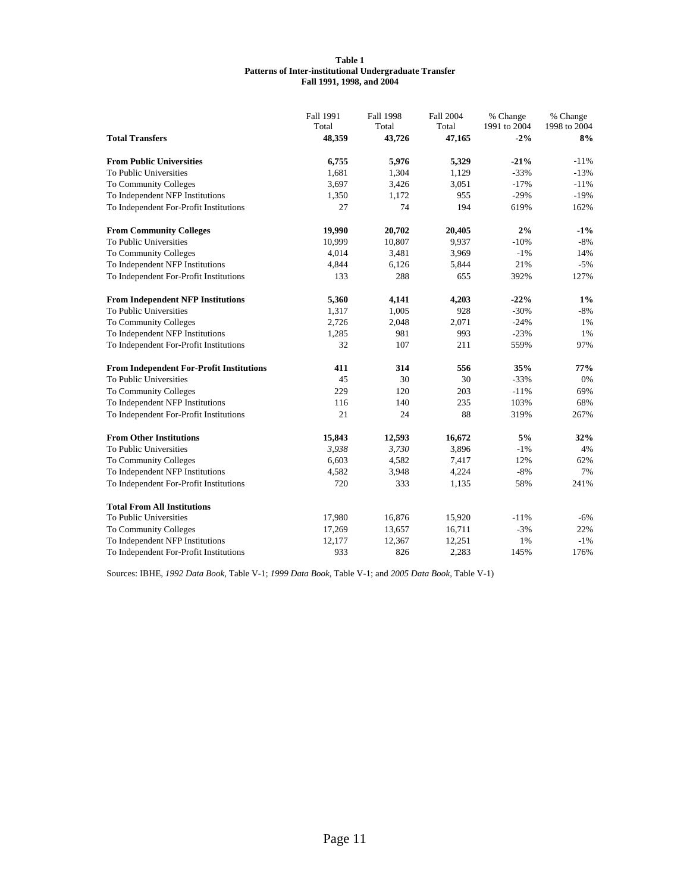**Table 1**
**Patterns of Inter-institutional Undergraduate Transfer**
**Fall 1991, 1998, and 2004**

| | Fall 1991 Total | Fall 1998 Total | Fall 2004 Total | % Change 1991 to 2004 | % Change 1998 to 2004 |
|---|---|---|---|---|---|
| **Total Transfers** | **48,359** | **43,726** | **47,165** | **-2%** | **8%** |
| | | | | | |
| **From Public Universities** | **6,755** | **5,976** | **5,329** | **-21%** | -11% |
| To Public Universities | 1,681 | 1,304 | 1,129 | -33% | -13% |
| To Community Colleges | 3,697 | 3,426 | 3,051 | -17% | -11% |
| To Independent NFP Institutions | 1,350 | 1,172 | 955 | -29% | -19% |
| To Independent For-Profit Institutions | 27 | 74 | 194 | 619% | 162% |
| | | | | | |
| **From Community Colleges** | **19,990** | **20,702** | **20,405** | **2%** | **-1%** |
| To Public Universities | 10,999 | 10,807 | 9,937 | -10% | -8% |
| To Community Colleges | 4,014 | 3,481 | 3,969 | -1% | 14% |
| To Independent NFP Institutions | 4,844 | 6,126 | 5,844 | 21% | -5% |
| To Independent For-Profit Institutions | 133 | 288 | 655 | 392% | 127% |
| | | | | | |
| **From Independent NFP Institutions** | **5,360** | **4,141** | **4,203** | **-22%** | **1%** |
| To Public Universities | 1,317 | 1,005 | 928 | -30% | -8% |
| To Community Colleges | 2,726 | 2,048 | 2,071 | -24% | 1% |
| To Independent NFP Institutions | 1,285 | 981 | 993 | -23% | 1% |
| To Independent For-Profit Institutions | 32 | 107 | 211 | 559% | 97% |
| | | | | | |
| **From Independent For-Profit Institutions** | **411** | **314** | **556** | **35%** | **77%** |
| To Public Universities | 45 | 30 | 30 | -33% | 0% |
| To Community Colleges | 229 | 120 | 203 | -11% | 69% |
| To Independent NFP Institutions | 116 | 140 | 235 | 103% | 68% |
| To Independent For-Profit Institutions | 21 | 24 | 88 | 319% | 267% |
| | | | | | |
| **From Other Institutions** | **15,843** | **12,593** | **16,672** | **5%** | **32%** |
| To Public Universities | *3,938* | *3,730* | 3,896 | -1% | 4% |
| To Community Colleges | 6,603 | 4,582 | 7,417 | 12% | 62% |
| To Independent NFP Institutions | 4,582 | 3,948 | 4,224 | -8% | 7% |
| To Independent For-Profit Institutions | 720 | 333 | 1,135 | 58% | 241% |
| | | | | | |
| **Total From All Institutions** | | | | | |
| To Public Universities | 17,980 | 16,876 | 15,920 | -11% | -6% |
| To Community Colleges | 17,269 | 13,657 | 16,711 | -3% | 22% |
| To Independent NFP Institutions | 12,177 | 12,367 | 12,251 | 1% | -1% |
| To Independent For-Profit Institutions | 933 | 826 | 2,283 | 145% | 176% |

Sources: IBHE, *1992 Data Book*, Table V-1; *1999 Data Book*, Table V-1; and *2005 Data Book*, Table V-1)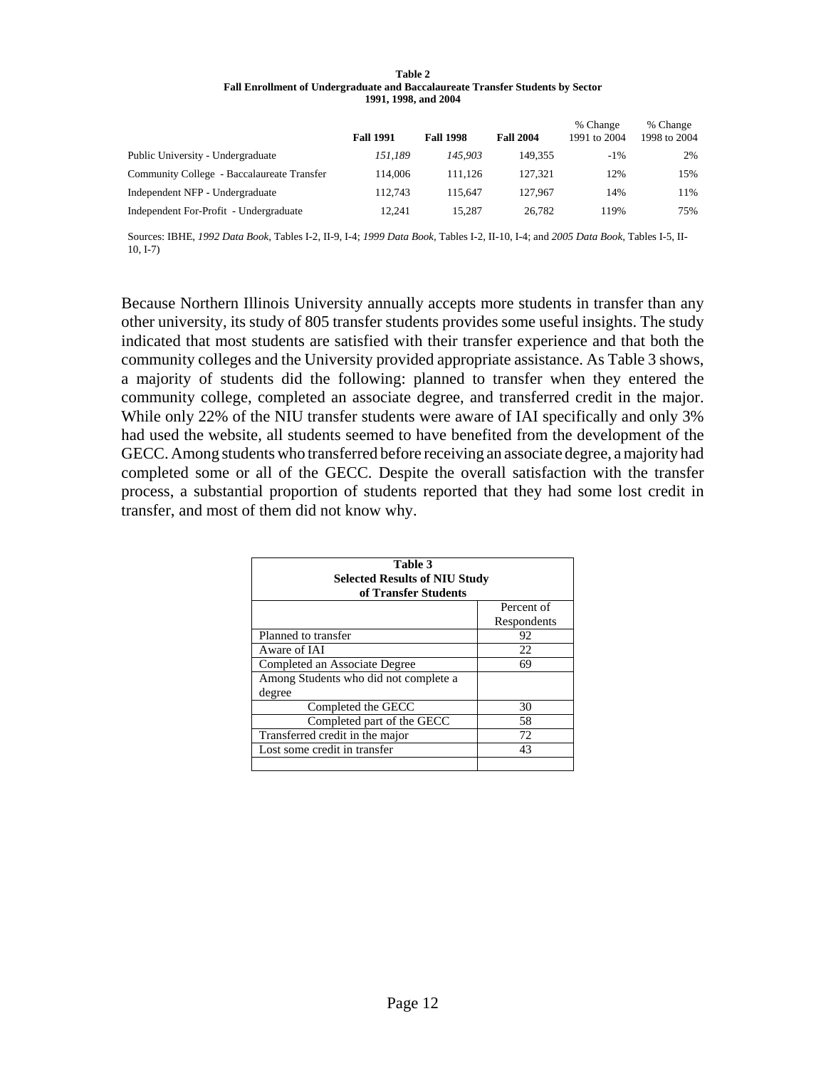**Table 2**
**Fall Enrollment of Undergraduate and Baccalaureate Transfer Students by Sector**
**1991, 1998, and 2004**

| | Fall 1991 | Fall 1998 | Fall 2004 | % Change 1991 to 2004 | % Change 1998 to 2004 |
|---|---|---|---|---|---|
| Public University - Undergraduate | *151,189* | *145,903* | 149,355 | -1% | 2% |
| Community College - Baccalaureate Transfer | 114,006 | 111,126 | 127,321 | 12% | 15% |
| Independent NFP - Undergraduate | 112,743 | 115,647 | 127,967 | 14% | 11% |
| Independent For-Profit - Undergraduate | 12,241 | 15,287 | 26,782 | 119% | 75% |

Sources: IBHE, *1992 Data Book*, Tables I-2, II-9, I-4; *1999 Data Book*, Tables I-2, II-10, I-4; and *2005 Data Book*, Tables I-5, II-10, I-7)

Because Northern Illinois University annually accepts more students in transfer than any other university, its study of 805 transfer students provides some useful insights. The study indicated that most students are satisfied with their transfer experience and that both the community colleges and the University provided appropriate assistance. As Table 3 shows, a majority of students did the following: planned to transfer when they entered the community college, completed an associate degree, and transferred credit in the major. While only 22% of the NIU transfer students were aware of IAI specifically and only 3% had used the website, all students seemed to have benefited from the development of the GECC. Among students who transferred before receiving an associate degree, a majority had completed some or all of the GECC. Despite the overall satisfaction with the transfer process, a substantial proportion of students reported that they had some lost credit in transfer, and most of them did not know why.

**Table 3**
**Selected Results of NIU Study of Transfer Students**

| | Percent of Respondents |
|---|---|
| Planned to transfer | 92 |
| Aware of IAI | 22 |
| Completed an Associate Degree | 69 |
| Among Students who did not complete a degree | |
| Completed the GECC | 30 |
| Completed part of the GECC | 58 |
| Transferred credit in the major | 72 |
| Lost some credit in transfer | 43 |
| | |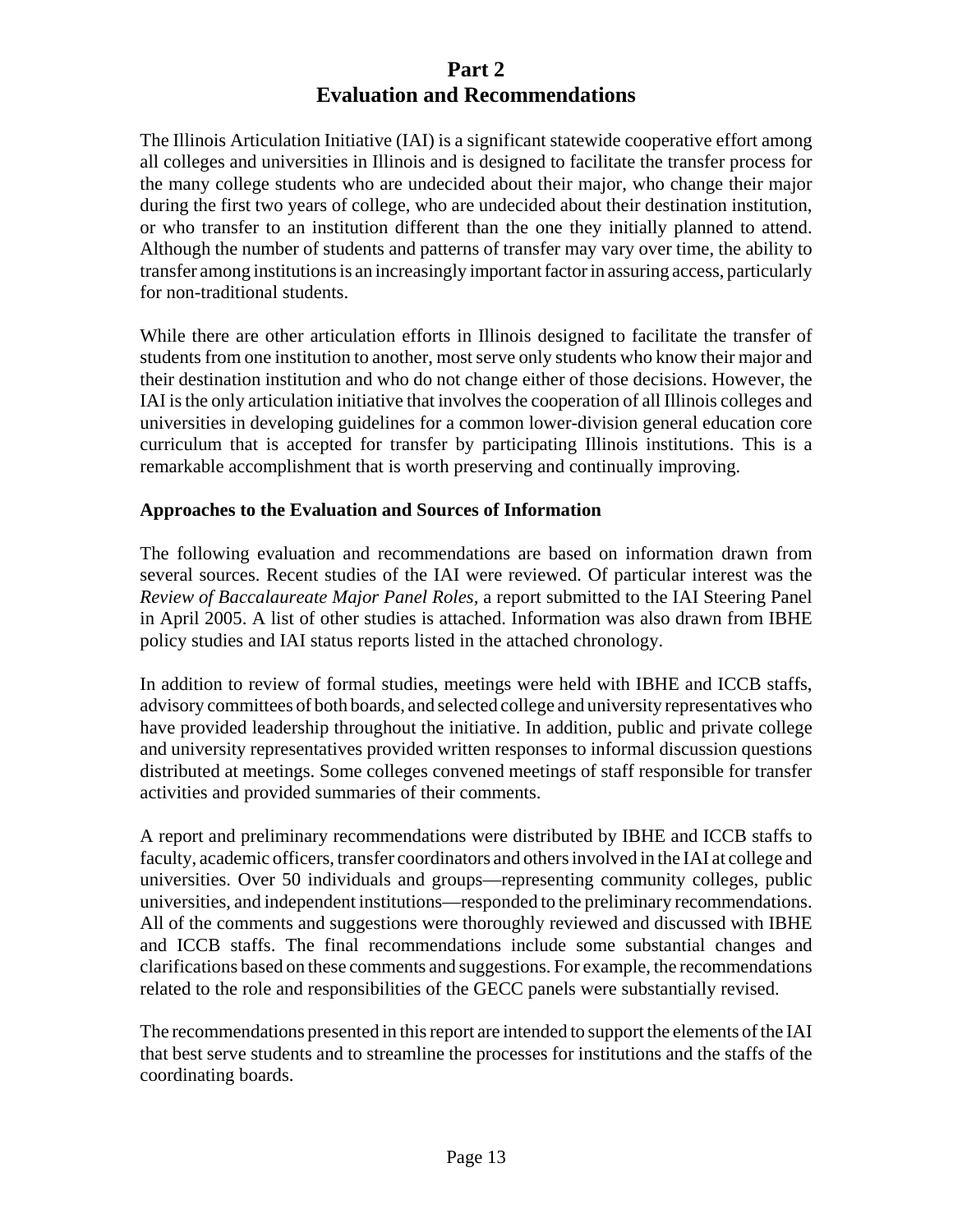# Part 2
# Evaluation and Recommendations

The Illinois Articulation Initiative (IAI) is a significant statewide cooperative effort among all colleges and universities in Illinois and is designed to facilitate the transfer process for the many college students who are undecided about their major, who change their major during the first two years of college, who are undecided about their destination institution, or who transfer to an institution different than the one they initially planned to attend. Although the number of students and patterns of transfer may vary over time, the ability to transfer among institutions is an increasingly important factor in assuring access, particularly for non-traditional students.

While there are other articulation efforts in Illinois designed to facilitate the transfer of students from one institution to another, most serve only students who know their major and their destination institution and who do not change either of those decisions. However, the IAI is the only articulation initiative that involves the cooperation of all Illinois colleges and universities in developing guidelines for a common lower-division general education core curriculum that is accepted for transfer by participating Illinois institutions. This is a remarkable accomplishment that is worth preserving and continually improving.

### Approaches to the Evaluation and Sources of Information

The following evaluation and recommendations are based on information drawn from several sources. Recent studies of the IAI were reviewed. Of particular interest was the *Review of Baccalaureate Major Panel Roles*, a report submitted to the IAI Steering Panel in April 2005. A list of other studies is attached. Information was also drawn from IBHE policy studies and IAI status reports listed in the attached chronology.

In addition to review of formal studies, meetings were held with IBHE and ICCB staffs, advisory committees of both boards, and selected college and university representatives who have provided leadership throughout the initiative. In addition, public and private college and university representatives provided written responses to informal discussion questions distributed at meetings. Some colleges convened meetings of staff responsible for transfer activities and provided summaries of their comments.

A report and preliminary recommendations were distributed by IBHE and ICCB staffs to faculty, academic officers, transfer coordinators and others involved in the IAI at college and universities. Over 50 individuals and groups—representing community colleges, public universities, and independent institutions—responded to the preliminary recommendations. All of the comments and suggestions were thoroughly reviewed and discussed with IBHE and ICCB staffs. The final recommendations include some substantial changes and clarifications based on these comments and suggestions. For example, the recommendations related to the role and responsibilities of the GECC panels were substantially revised.

The recommendations presented in this report are intended to support the elements of the IAI that best serve students and to streamline the processes for institutions and the staffs of the coordinating boards.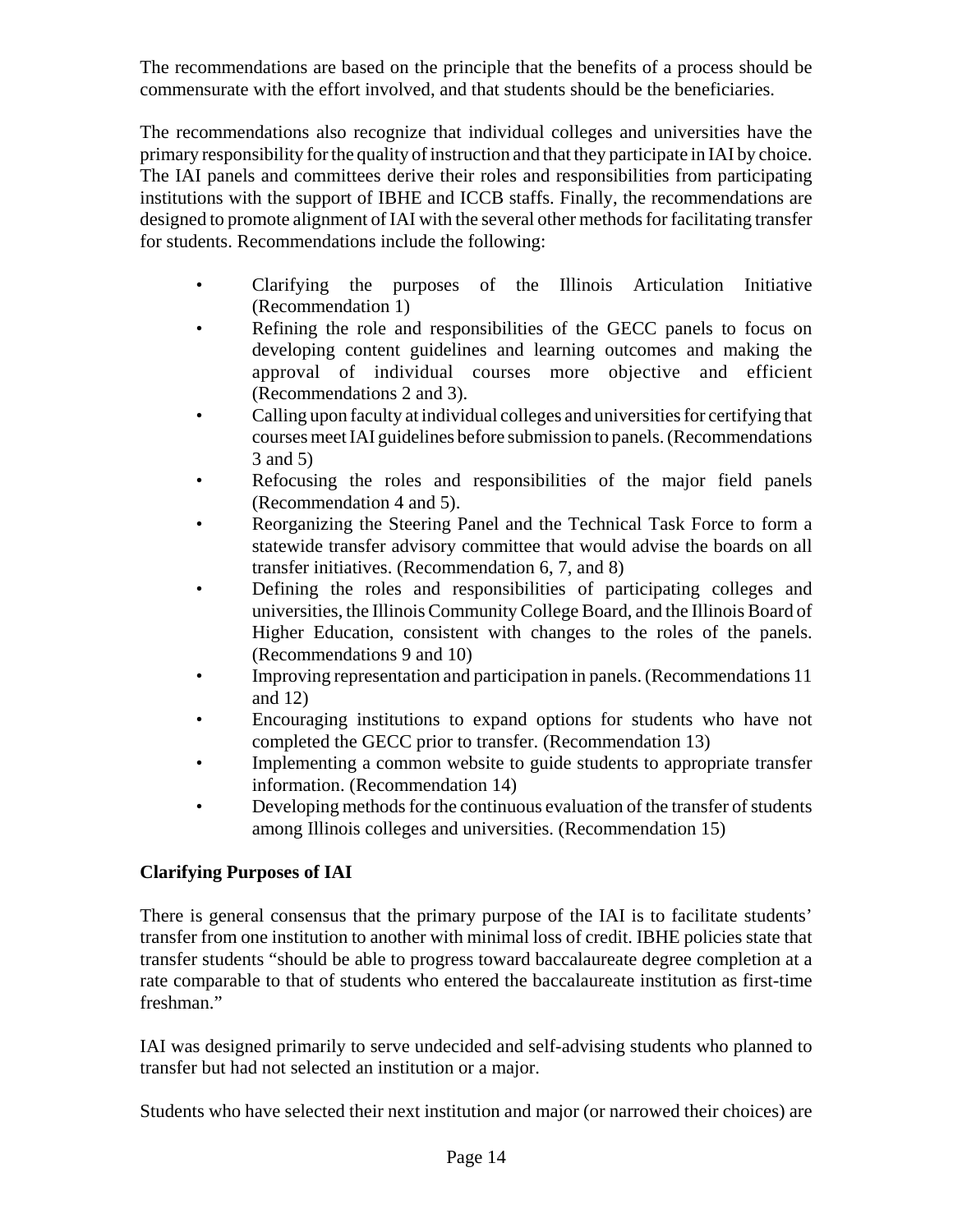The recommendations are based on the principle that the benefits of a process should be commensurate with the effort involved, and that students should be the beneficiaries.

The recommendations also recognize that individual colleges and universities have the primary responsibility for the quality of instruction and that they participate in IAI by choice. The IAI panels and committees derive their roles and responsibilities from participating institutions with the support of IBHE and ICCB staffs. Finally, the recommendations are designed to promote alignment of IAI with the several other methods for facilitating transfer for students. Recommendations include the following:

- Clarifying the purposes of the Illinois Articulation Initiative (Recommendation 1)
- Refining the role and responsibilities of the GECC panels to focus on developing content guidelines and learning outcomes and making the approval of individual courses more objective and efficient (Recommendations 2 and 3).
- Calling upon faculty at individual colleges and universities for certifying that courses meet IAI guidelines before submission to panels. (Recommendations 3 and 5)
- Refocusing the roles and responsibilities of the major field panels (Recommendation 4 and 5).
- Reorganizing the Steering Panel and the Technical Task Force to form a statewide transfer advisory committee that would advise the boards on all transfer initiatives. (Recommendation 6, 7, and 8)
- Defining the roles and responsibilities of participating colleges and universities, the Illinois Community College Board, and the Illinois Board of Higher Education, consistent with changes to the roles of the panels. (Recommendations 9 and 10)
- Improving representation and participation in panels. (Recommendations 11 and 12)
- Encouraging institutions to expand options for students who have not completed the GECC prior to transfer. (Recommendation 13)
- Implementing a common website to guide students to appropriate transfer information. (Recommendation 14)
- Developing methods for the continuous evaluation of the transfer of students among Illinois colleges and universities. (Recommendation 15)

**Clarifying Purposes of IAI**

There is general consensus that the primary purpose of the IAI is to facilitate students' transfer from one institution to another with minimal loss of credit. IBHE policies state that transfer students "should be able to progress toward baccalaureate degree completion at a rate comparable to that of students who entered the baccalaureate institution as first-time freshman."

IAI was designed primarily to serve undecided and self-advising students who planned to transfer but had not selected an institution or a major.

Students who have selected their next institution and major (or narrowed their choices) are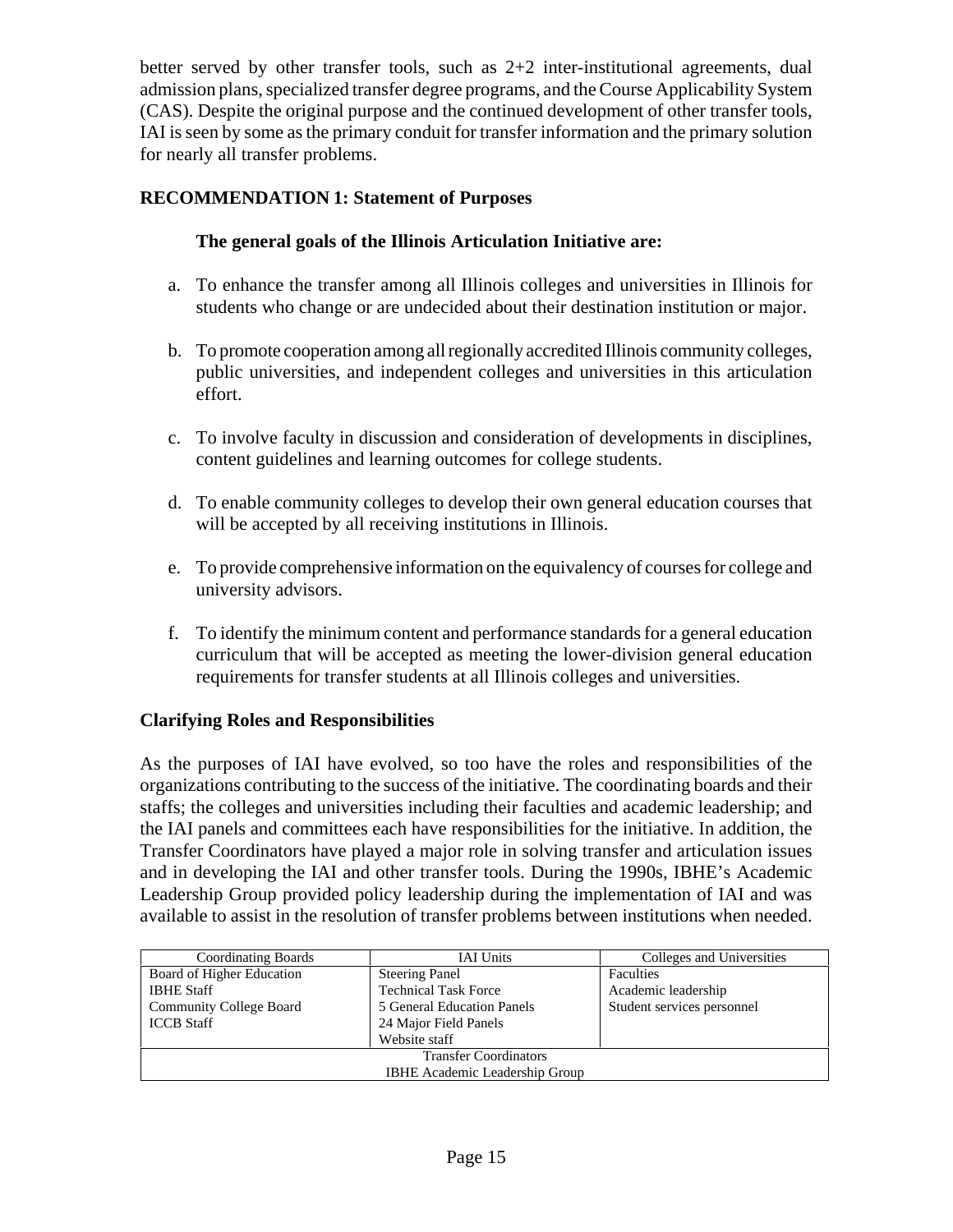better served by other transfer tools, such as 2+2 inter-institutional agreements, dual admission plans, specialized transfer degree programs, and the Course Applicability System (CAS). Despite the original purpose and the continued development of other transfer tools, IAI is seen by some as the primary conduit for transfer information and the primary solution for nearly all transfer problems.

**RECOMMENDATION 1: Statement of Purposes**

**The general goals of the Illinois Articulation Initiative are:**

a. To enhance the transfer among all Illinois colleges and universities in Illinois for students who change or are undecided about their destination institution or major.

b. To promote cooperation among all regionally accredited Illinois community colleges, public universities, and independent colleges and universities in this articulation effort.

c. To involve faculty in discussion and consideration of developments in disciplines, content guidelines and learning outcomes for college students.

d. To enable community colleges to develop their own general education courses that will be accepted by all receiving institutions in Illinois.

e. To provide comprehensive information on the equivalency of courses for college and university advisors.

f. To identify the minimum content and performance standards for a general education curriculum that will be accepted as meeting the lower-division general education requirements for transfer students at all Illinois colleges and universities.

**Clarifying Roles and Responsibilities**

As the purposes of IAI have evolved, so too have the roles and responsibilities of the organizations contributing to the success of the initiative. The coordinating boards and their staffs; the colleges and universities including their faculties and academic leadership; and the IAI panels and committees each have responsibilities for the initiative. In addition, the Transfer Coordinators have played a major role in solving transfer and articulation issues and in developing the IAI and other transfer tools. During the 1990s, IBHE's Academic Leadership Group provided policy leadership during the implementation of IAI and was available to assist in the resolution of transfer problems between institutions when needed.

| Coordinating Boards | IAI Units | Colleges and Universities |
|---|---|---|
| Board of Higher Education<br>IBHE Staff<br>Community College Board<br>ICCB Staff | Steering Panel<br>Technical Task Force<br>5 General Education Panels<br>24 Major Field Panels<br>Website staff | Faculties<br>Academic leadership<br>Student services personnel |
| Transfer Coordinators<br>IBHE Academic Leadership Group | | |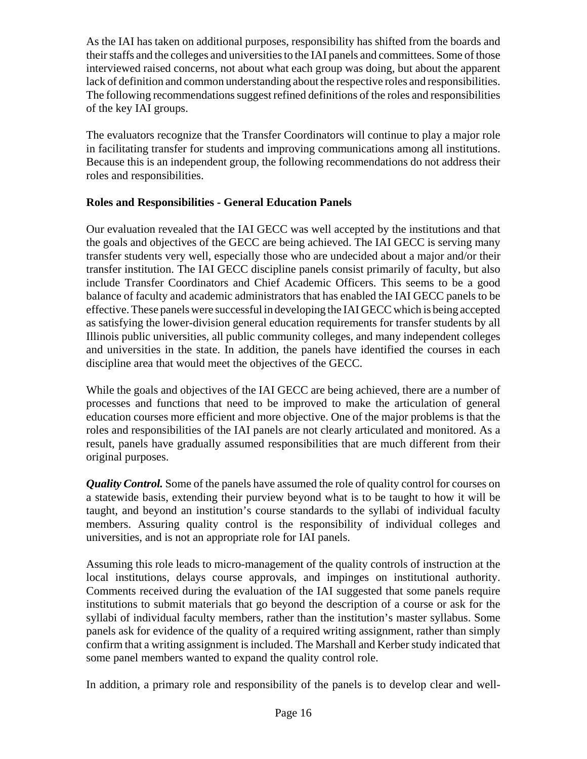As the IAI has taken on additional purposes, responsibility has shifted from the boards and their staffs and the colleges and universities to the IAI panels and committees. Some of those interviewed raised concerns, not about what each group was doing, but about the apparent lack of definition and common understanding about the respective roles and responsibilities. The following recommendations suggest refined definitions of the roles and responsibilities of the key IAI groups.

The evaluators recognize that the Transfer Coordinators will continue to play a major role in facilitating transfer for students and improving communications among all institutions. Because this is an independent group, the following recommendations do not address their roles and responsibilities.

**Roles and Responsibilities - General Education Panels**

Our evaluation revealed that the IAI GECC was well accepted by the institutions and that the goals and objectives of the GECC are being achieved. The IAI GECC is serving many transfer students very well, especially those who are undecided about a major and/or their transfer institution. The IAI GECC discipline panels consist primarily of faculty, but also include Transfer Coordinators and Chief Academic Officers. This seems to be a good balance of faculty and academic administrators that has enabled the IAI GECC panels to be effective. These panels were successful in developing the IAI GECC which is being accepted as satisfying the lower-division general education requirements for transfer students by all Illinois public universities, all public community colleges, and many independent colleges and universities in the state. In addition, the panels have identified the courses in each discipline area that would meet the objectives of the GECC.

While the goals and objectives of the IAI GECC are being achieved, there are a number of processes and functions that need to be improved to make the articulation of general education courses more efficient and more objective. One of the major problems is that the roles and responsibilities of the IAI panels are not clearly articulated and monitored. As a result, panels have gradually assumed responsibilities that are much different from their original purposes.

***Quality Control.*** Some of the panels have assumed the role of quality control for courses on a statewide basis, extending their purview beyond what is to be taught to how it will be taught, and beyond an institution's course standards to the syllabi of individual faculty members. Assuring quality control is the responsibility of individual colleges and universities, and is not an appropriate role for IAI panels.

Assuming this role leads to micro-management of the quality controls of instruction at the local institutions, delays course approvals, and impinges on institutional authority. Comments received during the evaluation of the IAI suggested that some panels require institutions to submit materials that go beyond the description of a course or ask for the syllabi of individual faculty members, rather than the institution's master syllabus. Some panels ask for evidence of the quality of a required writing assignment, rather than simply confirm that a writing assignment is included. The Marshall and Kerber study indicated that some panel members wanted to expand the quality control role.

In addition, a primary role and responsibility of the panels is to develop clear and well-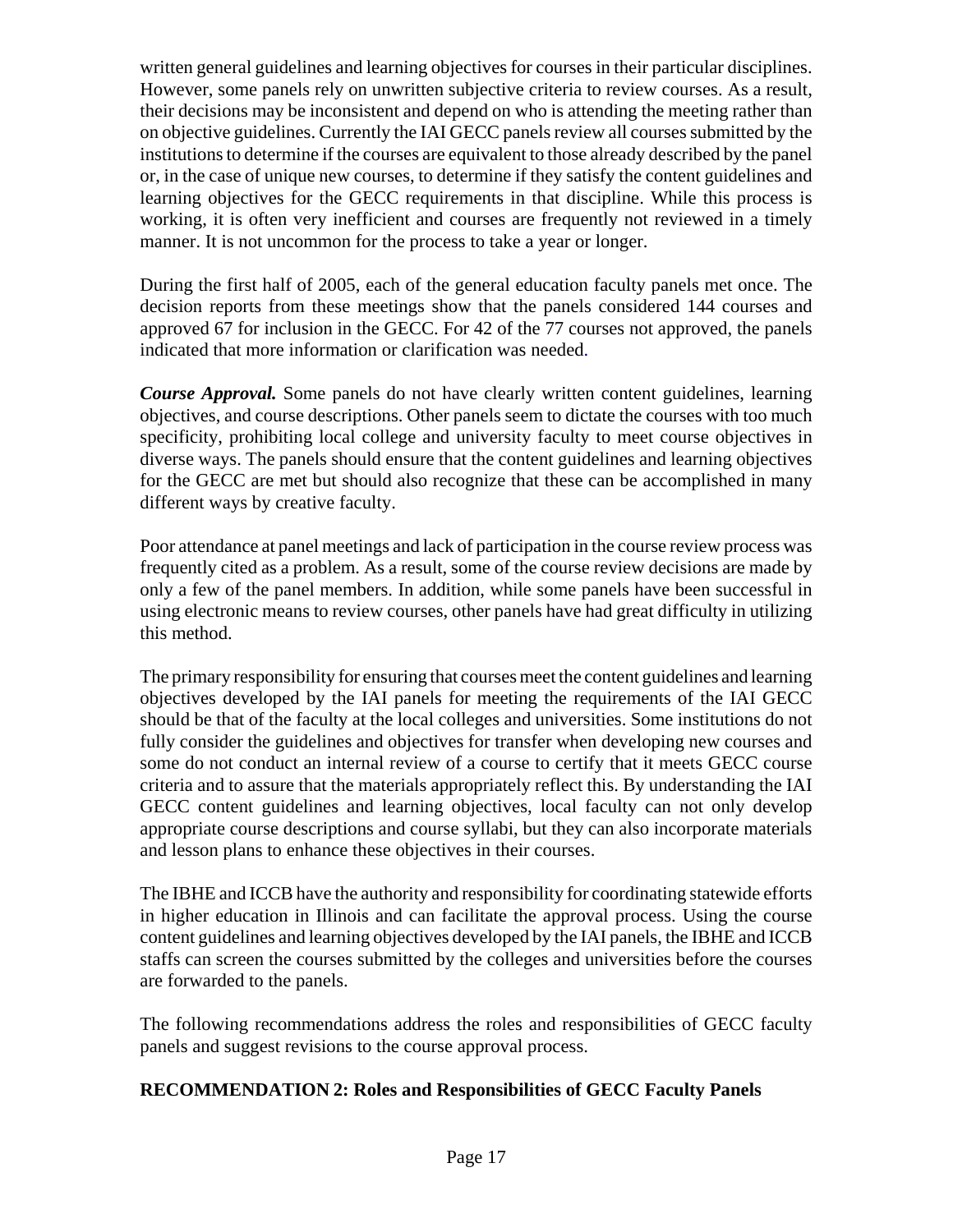written general guidelines and learning objectives for courses in their particular disciplines. However, some panels rely on unwritten subjective criteria to review courses. As a result, their decisions may be inconsistent and depend on who is attending the meeting rather than on objective guidelines. Currently the IAI GECC panels review all courses submitted by the institutions to determine if the courses are equivalent to those already described by the panel or, in the case of unique new courses, to determine if they satisfy the content guidelines and learning objectives for the GECC requirements in that discipline. While this process is working, it is often very inefficient and courses are frequently not reviewed in a timely manner. It is not uncommon for the process to take a year or longer.

During the first half of 2005, each of the general education faculty panels met once. The decision reports from these meetings show that the panels considered 144 courses and approved 67 for inclusion in the GECC. For 42 of the 77 courses not approved, the panels indicated that more information or clarification was needed.

***Course Approval.*** Some panels do not have clearly written content guidelines, learning objectives, and course descriptions. Other panels seem to dictate the courses with too much specificity, prohibiting local college and university faculty to meet course objectives in diverse ways. The panels should ensure that the content guidelines and learning objectives for the GECC are met but should also recognize that these can be accomplished in many different ways by creative faculty.

Poor attendance at panel meetings and lack of participation in the course review process was frequently cited as a problem. As a result, some of the course review decisions are made by only a few of the panel members. In addition, while some panels have been successful in using electronic means to review courses, other panels have had great difficulty in utilizing this method.

The primary responsibility for ensuring that courses meet the content guidelines and learning objectives developed by the IAI panels for meeting the requirements of the IAI GECC should be that of the faculty at the local colleges and universities. Some institutions do not fully consider the guidelines and objectives for transfer when developing new courses and some do not conduct an internal review of a course to certify that it meets GECC course criteria and to assure that the materials appropriately reflect this. By understanding the IAI GECC content guidelines and learning objectives, local faculty can not only develop appropriate course descriptions and course syllabi, but they can also incorporate materials and lesson plans to enhance these objectives in their courses.

The IBHE and ICCB have the authority and responsibility for coordinating statewide efforts in higher education in Illinois and can facilitate the approval process. Using the course content guidelines and learning objectives developed by the IAI panels, the IBHE and ICCB staffs can screen the courses submitted by the colleges and universities before the courses are forwarded to the panels.

The following recommendations address the roles and responsibilities of GECC faculty panels and suggest revisions to the course approval process.

**RECOMMENDATION 2: Roles and Responsibilities of GECC Faculty Panels**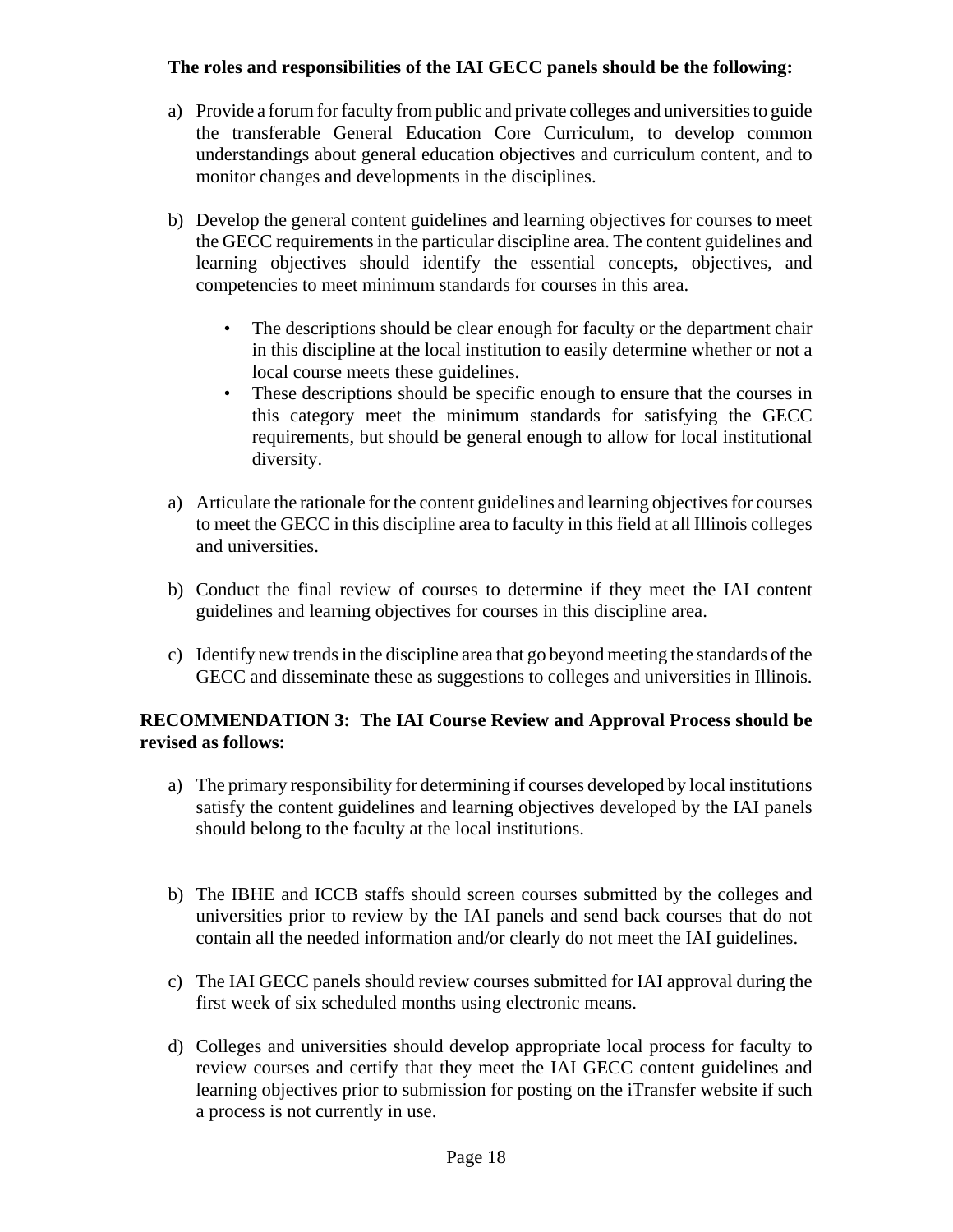**The roles and responsibilities of the IAI GECC panels should be the following:**

a) Provide a forum for faculty from public and private colleges and universities to guide the transferable General Education Core Curriculum, to develop common understandings about general education objectives and curriculum content, and to monitor changes and developments in the disciplines.

b) Develop the general content guidelines and learning objectives for courses to meet the GECC requirements in the particular discipline area. The content guidelines and learning objectives should identify the essential concepts, objectives, and competencies to meet minimum standards for courses in this area.

   - The descriptions should be clear enough for faculty or the department chair in this discipline at the local institution to easily determine whether or not a local course meets these guidelines.
   - These descriptions should be specific enough to ensure that the courses in this category meet the minimum standards for satisfying the GECC requirements, but should be general enough to allow for local institutional diversity.

a) Articulate the rationale for the content guidelines and learning objectives for courses to meet the GECC in this discipline area to faculty in this field at all Illinois colleges and universities.

b) Conduct the final review of courses to determine if they meet the IAI content guidelines and learning objectives for courses in this discipline area.

c) Identify new trends in the discipline area that go beyond meeting the standards of the GECC and disseminate these as suggestions to colleges and universities in Illinois.

**RECOMMENDATION 3: The IAI Course Review and Approval Process should be revised as follows:**

a) The primary responsibility for determining if courses developed by local institutions satisfy the content guidelines and learning objectives developed by the IAI panels should belong to the faculty at the local institutions.

b) The IBHE and ICCB staffs should screen courses submitted by the colleges and universities prior to review by the IAI panels and send back courses that do not contain all the needed information and/or clearly do not meet the IAI guidelines.

c) The IAI GECC panels should review courses submitted for IAI approval during the first week of six scheduled months using electronic means.

d) Colleges and universities should develop appropriate local process for faculty to review courses and certify that they meet the IAI GECC content guidelines and learning objectives prior to submission for posting on the iTransfer website if such a process is not currently in use.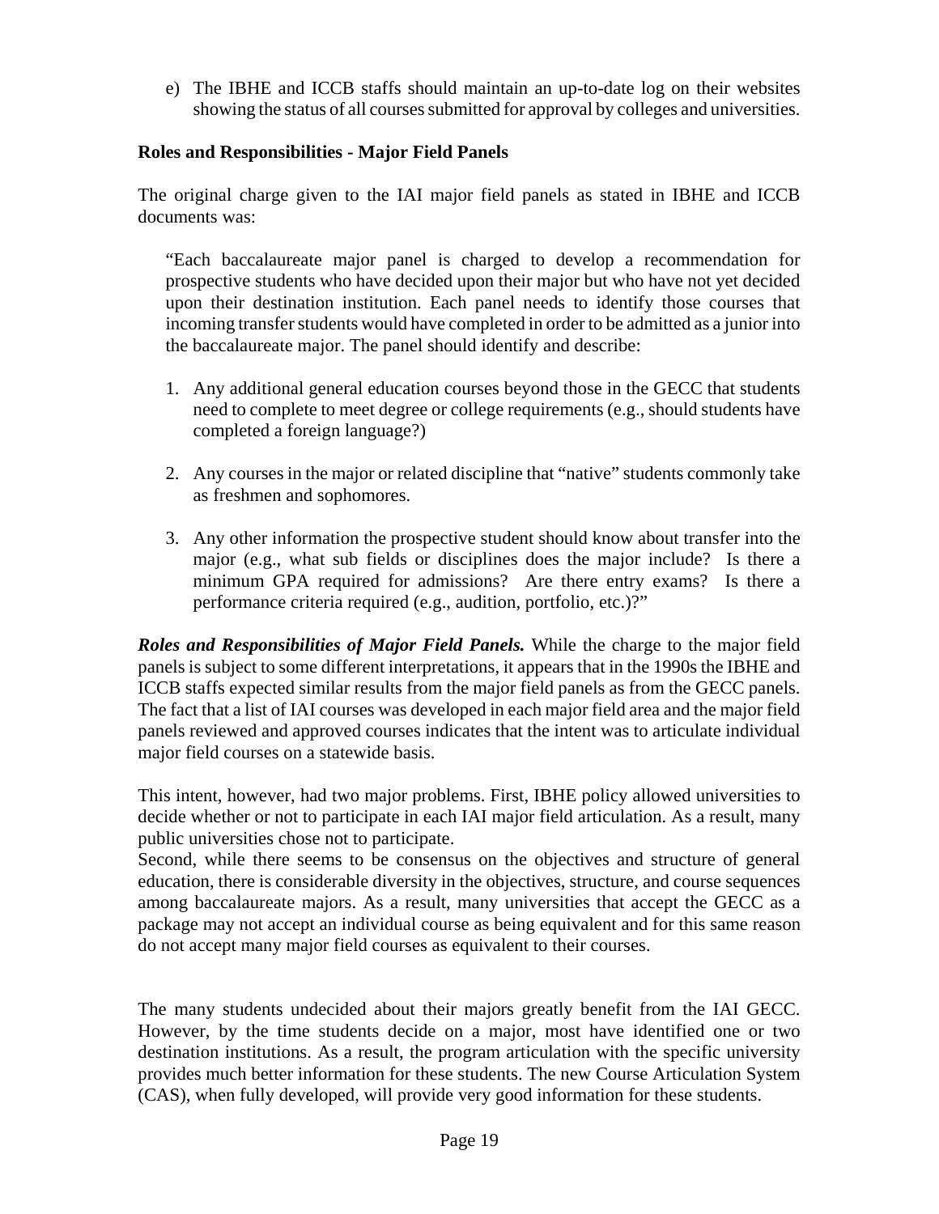e) The IBHE and ICCB staffs should maintain an up-to-date log on their websites showing the status of all courses submitted for approval by colleges and universities.

**Roles and Responsibilities - Major Field Panels**

The original charge given to the IAI major field panels as stated in IBHE and ICCB documents was:

> "Each baccalaureate major panel is charged to develop a recommendation for prospective students who have decided upon their major but who have not yet decided upon their destination institution. Each panel needs to identify those courses that incoming transfer students would have completed in order to be admitted as a junior into the baccalaureate major. The panel should identify and describe:
>
> 1. Any additional general education courses beyond those in the GECC that students need to complete to meet degree or college requirements (e.g., should students have completed a foreign language?)
>
> 2. Any courses in the major or related discipline that "native" students commonly take as freshmen and sophomores.
>
> 3. Any other information the prospective student should know about transfer into the major (e.g., what sub fields or disciplines does the major include? Is there a minimum GPA required for admissions? Are there entry exams? Is there a performance criteria required (e.g., audition, portfolio, etc.)?"

***Roles and Responsibilities of Major Field Panels.*** While the charge to the major field panels is subject to some different interpretations, it appears that in the 1990s the IBHE and ICCB staffs expected similar results from the major field panels as from the GECC panels. The fact that a list of IAI courses was developed in each major field area and the major field panels reviewed and approved courses indicates that the intent was to articulate individual major field courses on a statewide basis.

This intent, however, had two major problems. First, IBHE policy allowed universities to decide whether or not to participate in each IAI major field articulation. As a result, many public universities chose not to participate.

Second, while there seems to be consensus on the objectives and structure of general education, there is considerable diversity in the objectives, structure, and course sequences among baccalaureate majors. As a result, many universities that accept the GECC as a package may not accept an individual course as being equivalent and for this same reason do not accept many major field courses as equivalent to their courses.

The many students undecided about their majors greatly benefit from the IAI GECC. However, by the time students decide on a major, most have identified one or two destination institutions. As a result, the program articulation with the specific university provides much better information for these students. The new Course Articulation System (CAS), when fully developed, will provide very good information for these students.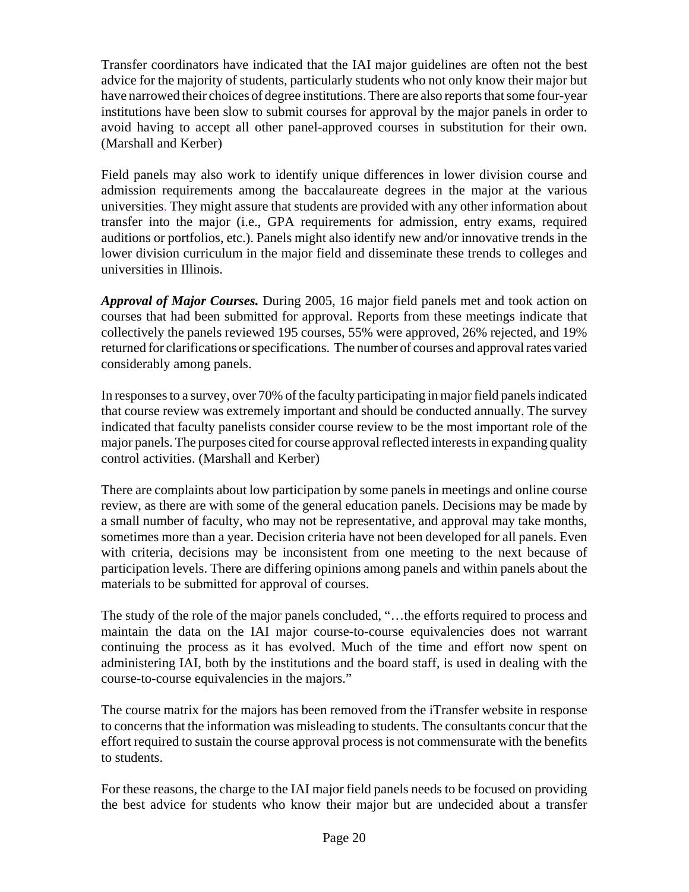Transfer coordinators have indicated that the IAI major guidelines are often not the best advice for the majority of students, particularly students who not only know their major but have narrowed their choices of degree institutions. There are also reports that some four-year institutions have been slow to submit courses for approval by the major panels in order to avoid having to accept all other panel-approved courses in substitution for their own. (Marshall and Kerber)

Field panels may also work to identify unique differences in lower division course and admission requirements among the baccalaureate degrees in the major at the various universities. They might assure that students are provided with any other information about transfer into the major (i.e., GPA requirements for admission, entry exams, required auditions or portfolios, etc.). Panels might also identify new and/or innovative trends in the lower division curriculum in the major field and disseminate these trends to colleges and universities in Illinois.

***Approval of Major Courses.*** During 2005, 16 major field panels met and took action on courses that had been submitted for approval. Reports from these meetings indicate that collectively the panels reviewed 195 courses, 55% were approved, 26% rejected, and 19% returned for clarifications or specifications. The number of courses and approval rates varied considerably among panels.

In responses to a survey, over 70% of the faculty participating in major field panels indicated that course review was extremely important and should be conducted annually. The survey indicated that faculty panelists consider course review to be the most important role of the major panels. The purposes cited for course approval reflected interests in expanding quality control activities. (Marshall and Kerber)

There are complaints about low participation by some panels in meetings and online course review, as there are with some of the general education panels. Decisions may be made by a small number of faculty, who may not be representative, and approval may take months, sometimes more than a year. Decision criteria have not been developed for all panels. Even with criteria, decisions may be inconsistent from one meeting to the next because of participation levels. There are differing opinions among panels and within panels about the materials to be submitted for approval of courses.

The study of the role of the major panels concluded, "…the efforts required to process and maintain the data on the IAI major course-to-course equivalencies does not warrant continuing the process as it has evolved. Much of the time and effort now spent on administering IAI, both by the institutions and the board staff, is used in dealing with the course-to-course equivalencies in the majors."

The course matrix for the majors has been removed from the iTransfer website in response to concerns that the information was misleading to students. The consultants concur that the effort required to sustain the course approval process is not commensurate with the benefits to students.

For these reasons, the charge to the IAI major field panels needs to be focused on providing the best advice for students who know their major but are undecided about a transfer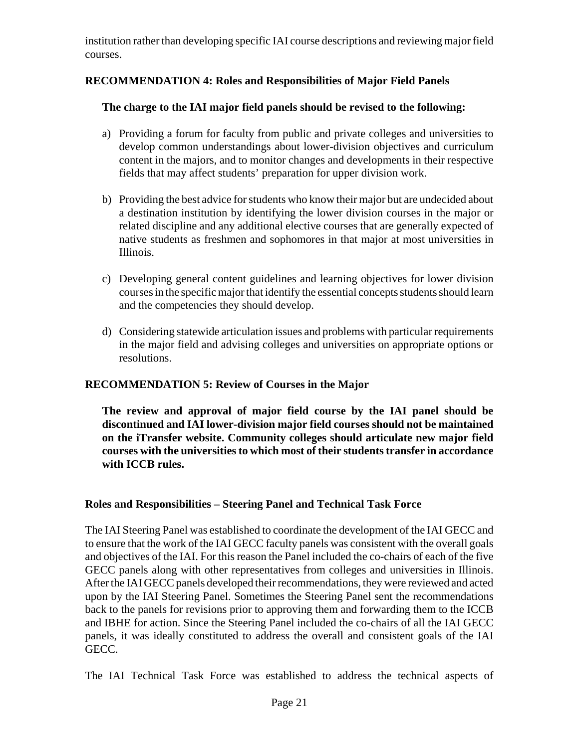institution rather than developing specific IAI course descriptions and reviewing major field courses.

### RECOMMENDATION 4: Roles and Responsibilities of Major Field Panels

**The charge to the IAI major field panels should be revised to the following:**

a) Providing a forum for faculty from public and private colleges and universities to develop common understandings about lower-division objectives and curriculum content in the majors, and to monitor changes and developments in their respective fields that may affect students' preparation for upper division work.

b) Providing the best advice for students who know their major but are undecided about a destination institution by identifying the lower division courses in the major or related discipline and any additional elective courses that are generally expected of native students as freshmen and sophomores in that major at most universities in Illinois.

c) Developing general content guidelines and learning objectives for lower division courses in the specific major that identify the essential concepts students should learn and the competencies they should develop.

d) Considering statewide articulation issues and problems with particular requirements in the major field and advising colleges and universities on appropriate options or resolutions.

### RECOMMENDATION 5: Review of Courses in the Major

**The review and approval of major field course by the IAI panel should be discontinued and IAI lower-division major field courses should not be maintained on the iTransfer website. Community colleges should articulate new major field courses with the universities to which most of their students transfer in accordance with ICCB rules.**

### Roles and Responsibilities – Steering Panel and Technical Task Force

The IAI Steering Panel was established to coordinate the development of the IAI GECC and to ensure that the work of the IAI GECC faculty panels was consistent with the overall goals and objectives of the IAI. For this reason the Panel included the co-chairs of each of the five GECC panels along with other representatives from colleges and universities in Illinois. After the IAI GECC panels developed their recommendations, they were reviewed and acted upon by the IAI Steering Panel. Sometimes the Steering Panel sent the recommendations back to the panels for revisions prior to approving them and forwarding them to the ICCB and IBHE for action. Since the Steering Panel included the co-chairs of all the IAI GECC panels, it was ideally constituted to address the overall and consistent goals of the IAI GECC.

The IAI Technical Task Force was established to address the technical aspects of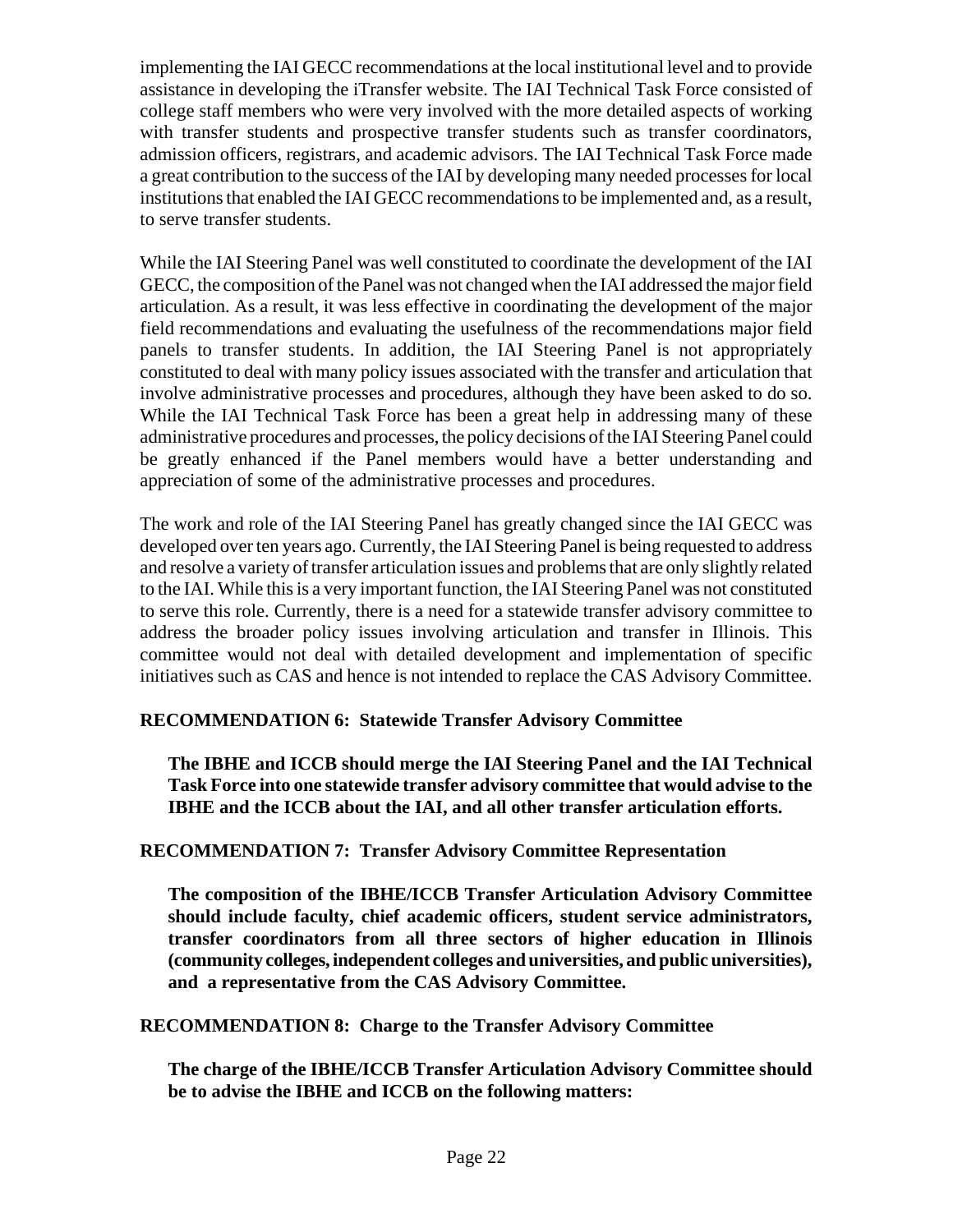implementing the IAI GECC recommendations at the local institutional level and to provide assistance in developing the iTransfer website. The IAI Technical Task Force consisted of college staff members who were very involved with the more detailed aspects of working with transfer students and prospective transfer students such as transfer coordinators, admission officers, registrars, and academic advisors. The IAI Technical Task Force made a great contribution to the success of the IAI by developing many needed processes for local institutions that enabled the IAI GECC recommendations to be implemented and, as a result, to serve transfer students.

While the IAI Steering Panel was well constituted to coordinate the development of the IAI GECC, the composition of the Panel was not changed when the IAI addressed the major field articulation. As a result, it was less effective in coordinating the development of the major field recommendations and evaluating the usefulness of the recommendations major field panels to transfer students. In addition, the IAI Steering Panel is not appropriately constituted to deal with many policy issues associated with the transfer and articulation that involve administrative processes and procedures, although they have been asked to do so. While the IAI Technical Task Force has been a great help in addressing many of these administrative procedures and processes, the policy decisions of the IAI Steering Panel could be greatly enhanced if the Panel members would have a better understanding and appreciation of some of the administrative processes and procedures.

The work and role of the IAI Steering Panel has greatly changed since the IAI GECC was developed over ten years ago. Currently, the IAI Steering Panel is being requested to address and resolve a variety of transfer articulation issues and problems that are only slightly related to the IAI. While this is a very important function, the IAI Steering Panel was not constituted to serve this role. Currently, there is a need for a statewide transfer advisory committee to address the broader policy issues involving articulation and transfer in Illinois. This committee would not deal with detailed development and implementation of specific initiatives such as CAS and hence is not intended to replace the CAS Advisory Committee.

**RECOMMENDATION 6: Statewide Transfer Advisory Committee**

> **The IBHE and ICCB should merge the IAI Steering Panel and the IAI Technical Task Force into one statewide transfer advisory committee that would advise to the IBHE and the ICCB about the IAI, and all other transfer articulation efforts.**

**RECOMMENDATION 7: Transfer Advisory Committee Representation**

> **The composition of the IBHE/ICCB Transfer Articulation Advisory Committee should include faculty, chief academic officers, student service administrators, transfer coordinators from all three sectors of higher education in Illinois (community colleges, independent colleges and universities, and public universities), and a representative from the CAS Advisory Committee.**

**RECOMMENDATION 8: Charge to the Transfer Advisory Committee**

> **The charge of the IBHE/ICCB Transfer Articulation Advisory Committee should be to advise the IBHE and ICCB on the following matters:**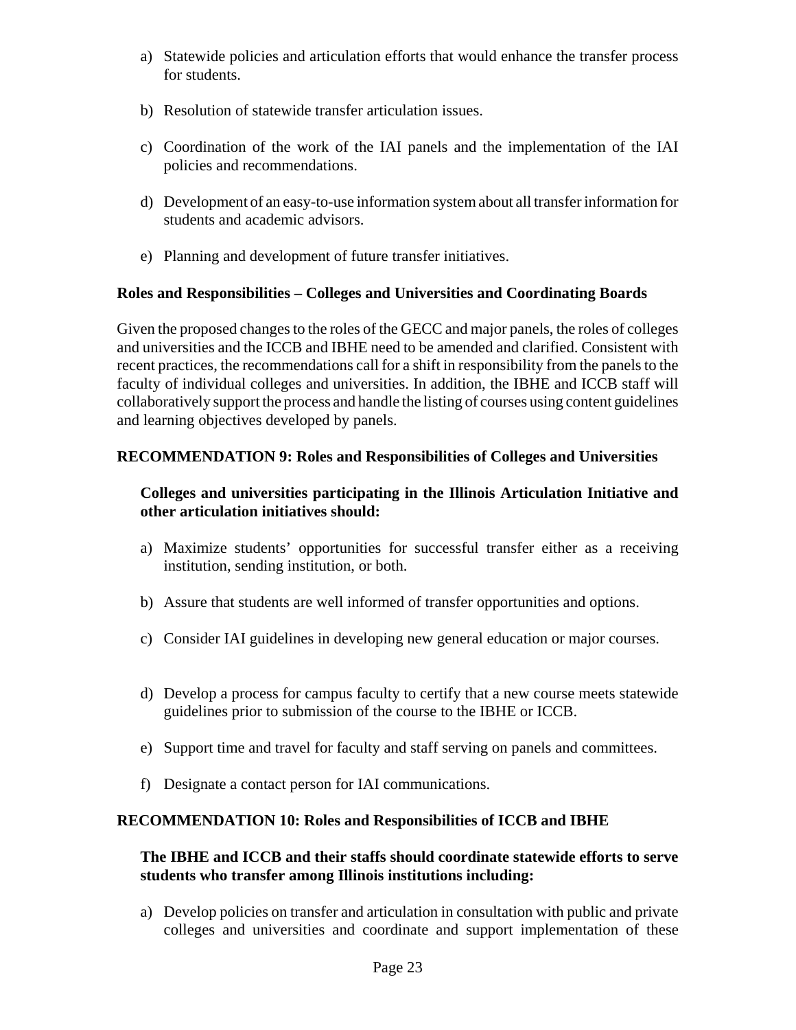a) Statewide policies and articulation efforts that would enhance the transfer process for students.

b) Resolution of statewide transfer articulation issues.

c) Coordination of the work of the IAI panels and the implementation of the IAI policies and recommendations.

d) Development of an easy-to-use information system about all transfer information for students and academic advisors.

e) Planning and development of future transfer initiatives.

**Roles and Responsibilities – Colleges and Universities and Coordinating Boards**

Given the proposed changes to the roles of the GECC and major panels, the roles of colleges and universities and the ICCB and IBHE need to be amended and clarified. Consistent with recent practices, the recommendations call for a shift in responsibility from the panels to the faculty of individual colleges and universities. In addition, the IBHE and ICCB staff will collaboratively support the process and handle the listing of courses using content guidelines and learning objectives developed by panels.

**RECOMMENDATION 9: Roles and Responsibilities of Colleges and Universities**

**Colleges and universities participating in the Illinois Articulation Initiative and other articulation initiatives should:**

a) Maximize students' opportunities for successful transfer either as a receiving institution, sending institution, or both.

b) Assure that students are well informed of transfer opportunities and options.

c) Consider IAI guidelines in developing new general education or major courses.

d) Develop a process for campus faculty to certify that a new course meets statewide guidelines prior to submission of the course to the IBHE or ICCB.

e) Support time and travel for faculty and staff serving on panels and committees.

f) Designate a contact person for IAI communications.

**RECOMMENDATION 10: Roles and Responsibilities of ICCB and IBHE**

**The IBHE and ICCB and their staffs should coordinate statewide efforts to serve students who transfer among Illinois institutions including:**

a) Develop policies on transfer and articulation in consultation with public and private colleges and universities and coordinate and support implementation of these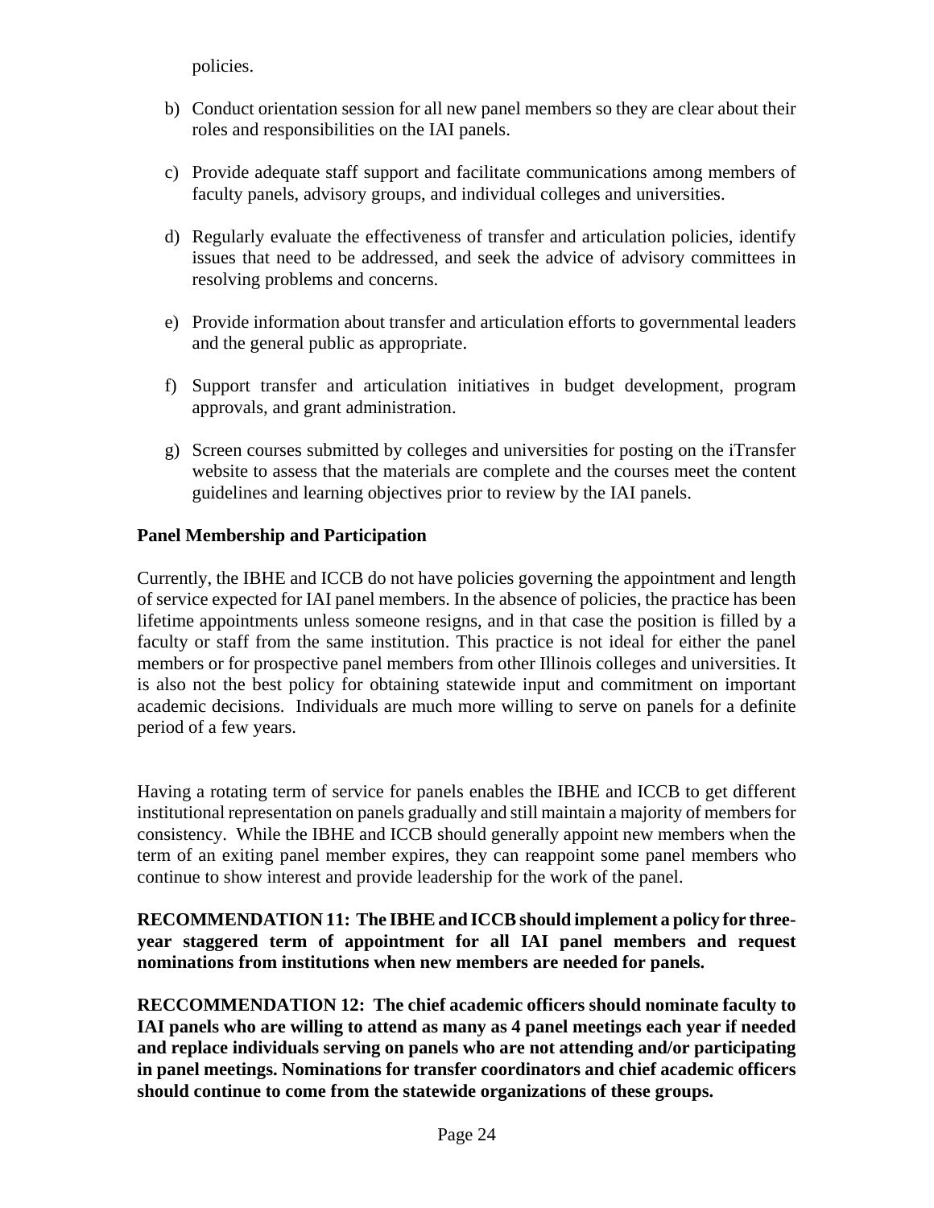policies.

b) Conduct orientation session for all new panel members so they are clear about their roles and responsibilities on the IAI panels.

c) Provide adequate staff support and facilitate communications among members of faculty panels, advisory groups, and individual colleges and universities.

d) Regularly evaluate the effectiveness of transfer and articulation policies, identify issues that need to be addressed, and seek the advice of advisory committees in resolving problems and concerns.

e) Provide information about transfer and articulation efforts to governmental leaders and the general public as appropriate.

f) Support transfer and articulation initiatives in budget development, program approvals, and grant administration.

g) Screen courses submitted by colleges and universities for posting on the iTransfer website to assess that the materials are complete and the courses meet the content guidelines and learning objectives prior to review by the IAI panels.

**Panel Membership and Participation**

Currently, the IBHE and ICCB do not have policies governing the appointment and length of service expected for IAI panel members. In the absence of policies, the practice has been lifetime appointments unless someone resigns, and in that case the position is filled by a faculty or staff from the same institution. This practice is not ideal for either the panel members or for prospective panel members from other Illinois colleges and universities. It is also not the best policy for obtaining statewide input and commitment on important academic decisions. Individuals are much more willing to serve on panels for a definite period of a few years.

Having a rotating term of service for panels enables the IBHE and ICCB to get different institutional representation on panels gradually and still maintain a majority of members for consistency. While the IBHE and ICCB should generally appoint new members when the term of an exiting panel member expires, they can reappoint some panel members who continue to show interest and provide leadership for the work of the panel.

**RECOMMENDATION 11: The IBHE and ICCB should implement a policy for three-year staggered term of appointment for all IAI panel members and request nominations from institutions when new members are needed for panels.**

**RECCOMMENDATION 12: The chief academic officers should nominate faculty to IAI panels who are willing to attend as many as 4 panel meetings each year if needed and replace individuals serving on panels who are not attending and/or participating in panel meetings. Nominations for transfer coordinators and chief academic officers should continue to come from the statewide organizations of these groups.**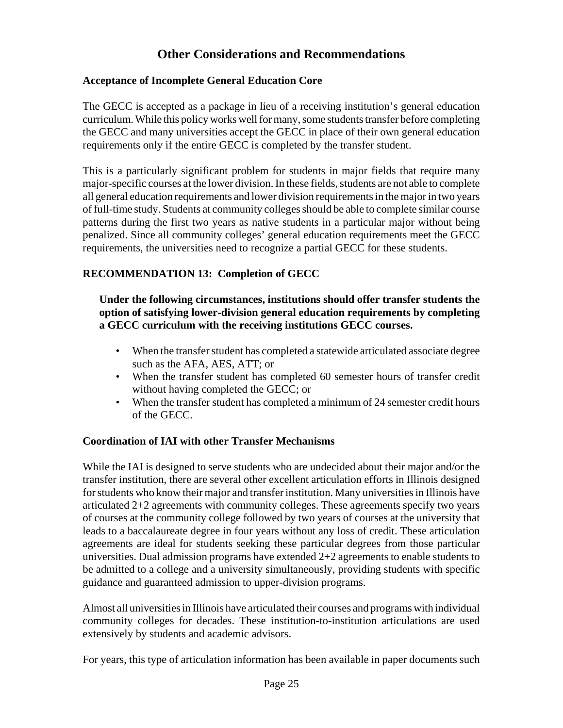## Other Considerations and Recommendations

### Acceptance of Incomplete General Education Core

The GECC is accepted as a package in lieu of a receiving institution's general education curriculum. While this policy works well for many, some students transfer before completing the GECC and many universities accept the GECC in place of their own general education requirements only if the entire GECC is completed by the transfer student.

This is a particularly significant problem for students in major fields that require many major-specific courses at the lower division. In these fields, students are not able to complete all general education requirements and lower division requirements in the major in two years of full-time study. Students at community colleges should be able to complete similar course patterns during the first two years as native students in a particular major without being penalized. Since all community colleges' general education requirements meet the GECC requirements, the universities need to recognize a partial GECC for these students.

### RECOMMENDATION 13: Completion of GECC

**Under the following circumstances, institutions should offer transfer students the option of satisfying lower-division general education requirements by completing a GECC curriculum with the receiving institutions GECC courses.**

- When the transfer student has completed a statewide articulated associate degree such as the AFA, AES, ATT; or
- When the transfer student has completed 60 semester hours of transfer credit without having completed the GECC; or
- When the transfer student has completed a minimum of 24 semester credit hours of the GECC.

### Coordination of IAI with other Transfer Mechanisms

While the IAI is designed to serve students who are undecided about their major and/or the transfer institution, there are several other excellent articulation efforts in Illinois designed for students who know their major and transfer institution. Many universities in Illinois have articulated 2+2 agreements with community colleges. These agreements specify two years of courses at the community college followed by two years of courses at the university that leads to a baccalaureate degree in four years without any loss of credit. These articulation agreements are ideal for students seeking these particular degrees from those particular universities. Dual admission programs have extended 2+2 agreements to enable students to be admitted to a college and a university simultaneously, providing students with specific guidance and guaranteed admission to upper-division programs.

Almost all universities in Illinois have articulated their courses and programs with individual community colleges for decades. These institution-to-institution articulations are used extensively by students and academic advisors.

For years, this type of articulation information has been available in paper documents such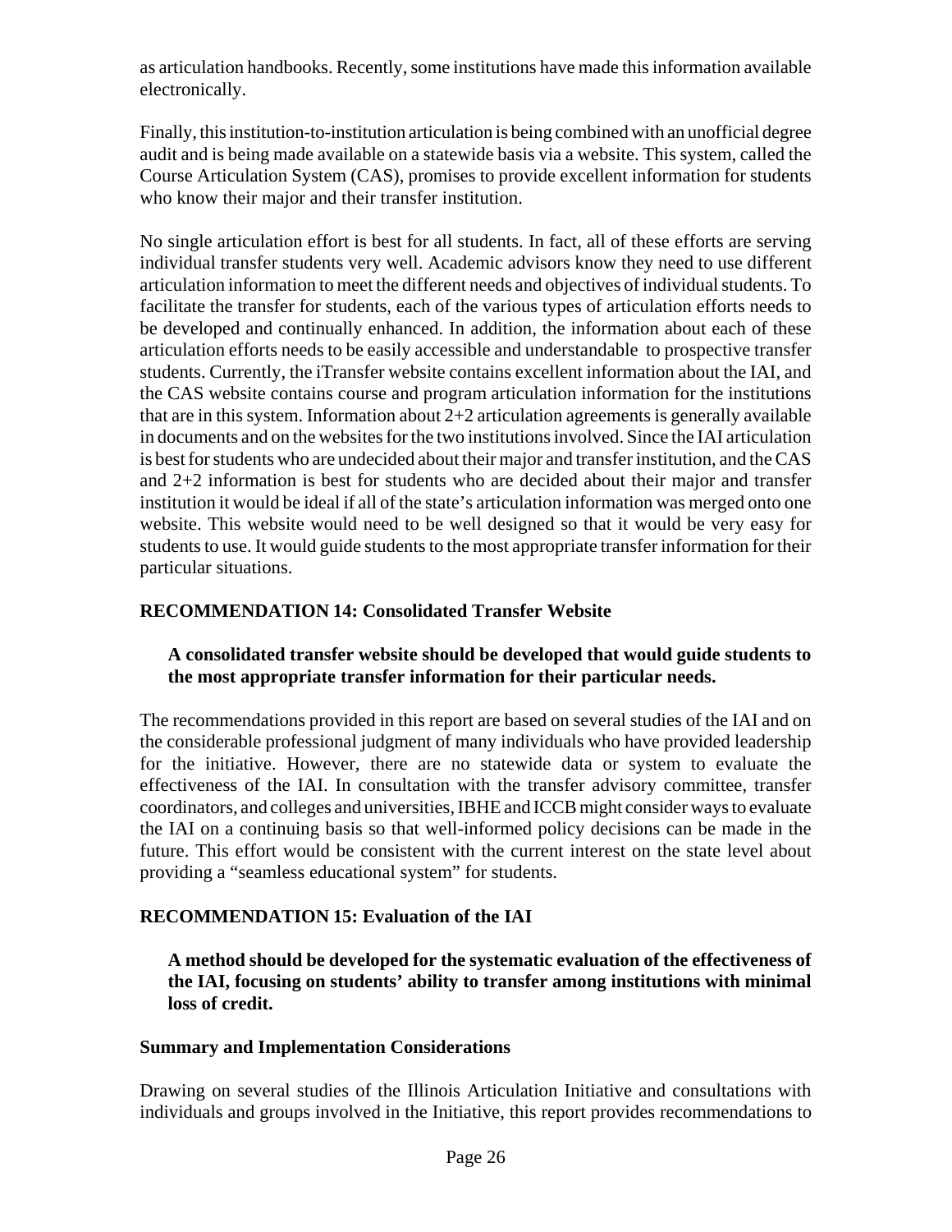as articulation handbooks. Recently, some institutions have made this information available electronically.

Finally, this institution-to-institution articulation is being combined with an unofficial degree audit and is being made available on a statewide basis via a website. This system, called the Course Articulation System (CAS), promises to provide excellent information for students who know their major and their transfer institution.

No single articulation effort is best for all students. In fact, all of these efforts are serving individual transfer students very well. Academic advisors know they need to use different articulation information to meet the different needs and objectives of individual students. To facilitate the transfer for students, each of the various types of articulation efforts needs to be developed and continually enhanced. In addition, the information about each of these articulation efforts needs to be easily accessible and understandable to prospective transfer students. Currently, the iTransfer website contains excellent information about the IAI, and the CAS website contains course and program articulation information for the institutions that are in this system. Information about 2+2 articulation agreements is generally available in documents and on the websites for the two institutions involved. Since the IAI articulation is best for students who are undecided about their major and transfer institution, and the CAS and 2+2 information is best for students who are decided about their major and transfer institution it would be ideal if all of the state's articulation information was merged onto one website. This website would need to be well designed so that it would be very easy for students to use. It would guide students to the most appropriate transfer information for their particular situations.

### RECOMMENDATION 14: Consolidated Transfer Website

**A consolidated transfer website should be developed that would guide students to the most appropriate transfer information for their particular needs.**

The recommendations provided in this report are based on several studies of the IAI and on the considerable professional judgment of many individuals who have provided leadership for the initiative. However, there are no statewide data or system to evaluate the effectiveness of the IAI. In consultation with the transfer advisory committee, transfer coordinators, and colleges and universities, IBHE and ICCB might consider ways to evaluate the IAI on a continuing basis so that well-informed policy decisions can be made in the future. This effort would be consistent with the current interest on the state level about providing a "seamless educational system" for students.

### RECOMMENDATION 15: Evaluation of the IAI

**A method should be developed for the systematic evaluation of the effectiveness of the IAI, focusing on students' ability to transfer among institutions with minimal loss of credit.**

### Summary and Implementation Considerations

Drawing on several studies of the Illinois Articulation Initiative and consultations with individuals and groups involved in the Initiative, this report provides recommendations to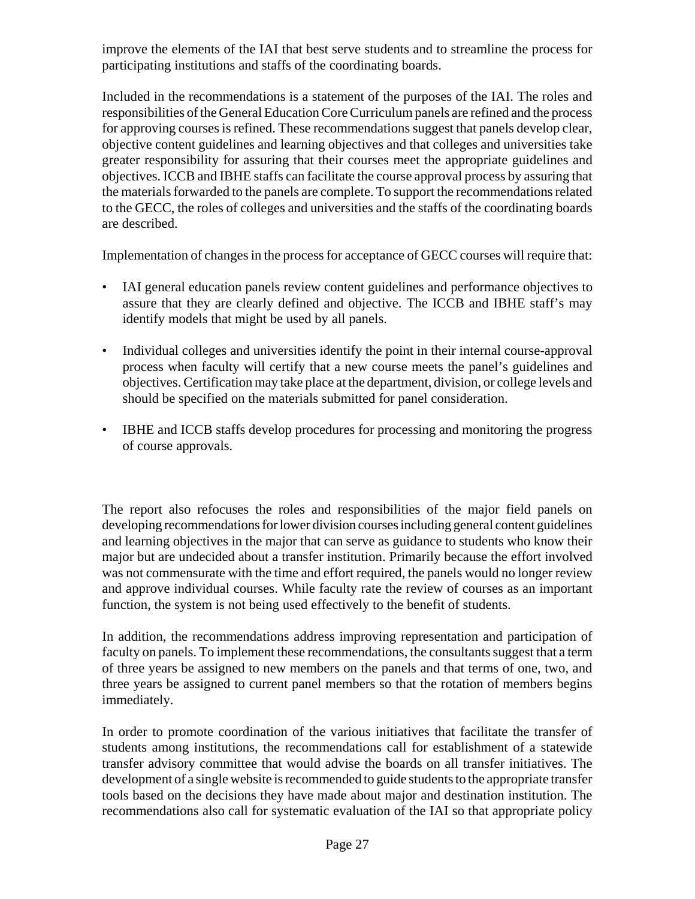improve the elements of the IAI that best serve students and to streamline the process for participating institutions and staffs of the coordinating boards.

Included in the recommendations is a statement of the purposes of the IAI. The roles and responsibilities of the General Education Core Curriculum panels are refined and the process for approving courses is refined. These recommendations suggest that panels develop clear, objective content guidelines and learning objectives and that colleges and universities take greater responsibility for assuring that their courses meet the appropriate guidelines and objectives. ICCB and IBHE staffs can facilitate the course approval process by assuring that the materials forwarded to the panels are complete. To support the recommendations related to the GECC, the roles of colleges and universities and the staffs of the coordinating boards are described.

Implementation of changes in the process for acceptance of GECC courses will require that:

- IAI general education panels review content guidelines and performance objectives to assure that they are clearly defined and objective. The ICCB and IBHE staff's may identify models that might be used by all panels.

- Individual colleges and universities identify the point in their internal course-approval process when faculty will certify that a new course meets the panel's guidelines and objectives. Certification may take place at the department, division, or college levels and should be specified on the materials submitted for panel consideration.

- IBHE and ICCB staffs develop procedures for processing and monitoring the progress of course approvals.

The report also refocuses the roles and responsibilities of the major field panels on developing recommendations for lower division courses including general content guidelines and learning objectives in the major that can serve as guidance to students who know their major but are undecided about a transfer institution. Primarily because the effort involved was not commensurate with the time and effort required, the panels would no longer review and approve individual courses. While faculty rate the review of courses as an important function, the system is not being used effectively to the benefit of students.

In addition, the recommendations address improving representation and participation of faculty on panels. To implement these recommendations, the consultants suggest that a term of three years be assigned to new members on the panels and that terms of one, two, and three years be assigned to current panel members so that the rotation of members begins immediately.

In order to promote coordination of the various initiatives that facilitate the transfer of students among institutions, the recommendations call for establishment of a statewide transfer advisory committee that would advise the boards on all transfer initiatives. The development of a single website is recommended to guide students to the appropriate transfer tools based on the decisions they have made about major and destination institution. The recommendations also call for systematic evaluation of the IAI so that appropriate policy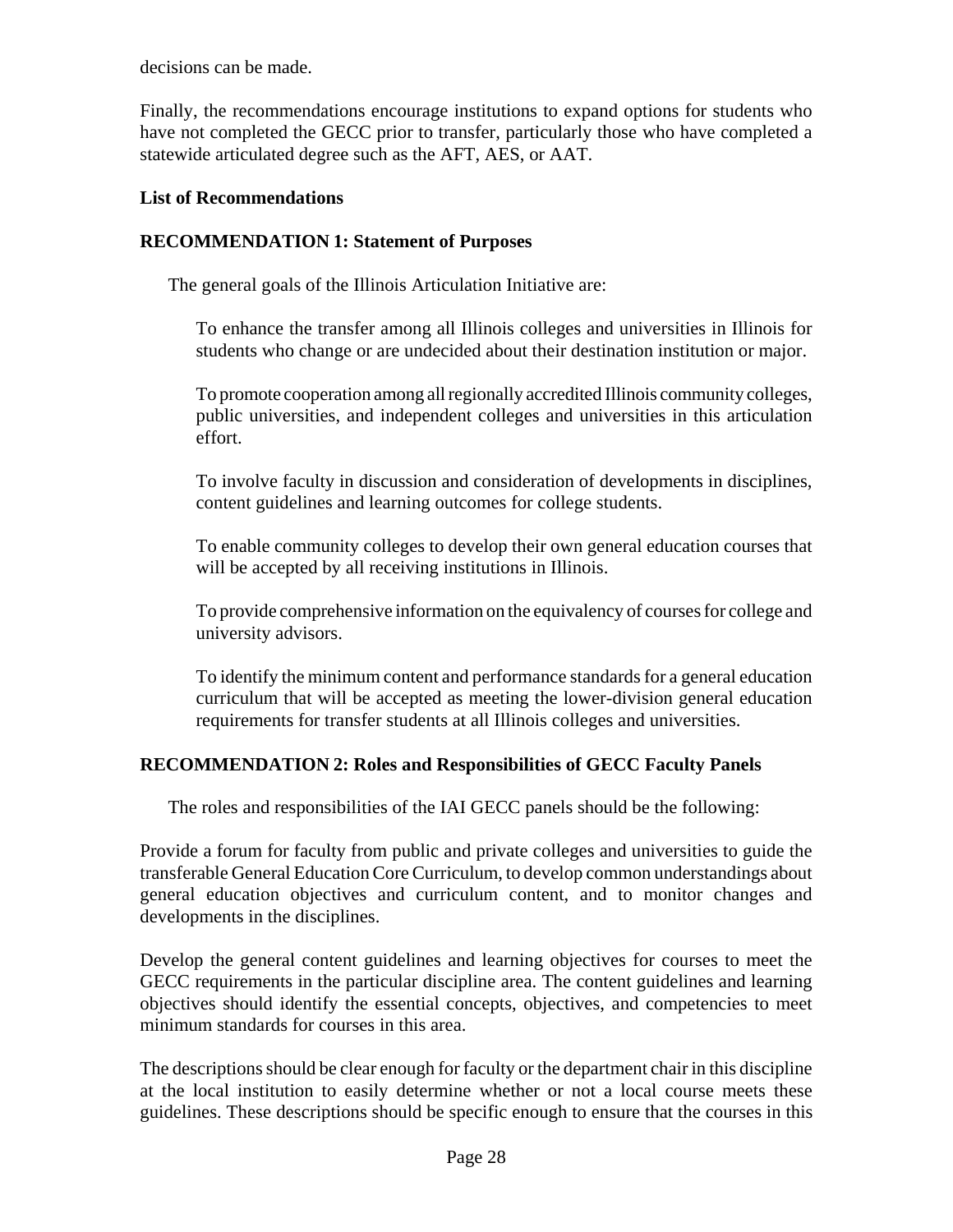decisions can be made.

Finally, the recommendations encourage institutions to expand options for students who have not completed the GECC prior to transfer, particularly those who have completed a statewide articulated degree such as the AFT, AES, or AAT.

**List of Recommendations**

**RECOMMENDATION 1: Statement of Purposes**

The general goals of the Illinois Articulation Initiative are:

To enhance the transfer among all Illinois colleges and universities in Illinois for students who change or are undecided about their destination institution or major.

To promote cooperation among all regionally accredited Illinois community colleges, public universities, and independent colleges and universities in this articulation effort.

To involve faculty in discussion and consideration of developments in disciplines, content guidelines and learning outcomes for college students.

To enable community colleges to develop their own general education courses that will be accepted by all receiving institutions in Illinois.

To provide comprehensive information on the equivalency of courses for college and university advisors.

To identify the minimum content and performance standards for a general education curriculum that will be accepted as meeting the lower-division general education requirements for transfer students at all Illinois colleges and universities.

**RECOMMENDATION 2: Roles and Responsibilities of GECC Faculty Panels**

The roles and responsibilities of the IAI GECC panels should be the following:

Provide a forum for faculty from public and private colleges and universities to guide the transferable General Education Core Curriculum, to develop common understandings about general education objectives and curriculum content, and to monitor changes and developments in the disciplines.

Develop the general content guidelines and learning objectives for courses to meet the GECC requirements in the particular discipline area. The content guidelines and learning objectives should identify the essential concepts, objectives, and competencies to meet minimum standards for courses in this area.

The descriptions should be clear enough for faculty or the department chair in this discipline at the local institution to easily determine whether or not a local course meets these guidelines. These descriptions should be specific enough to ensure that the courses in this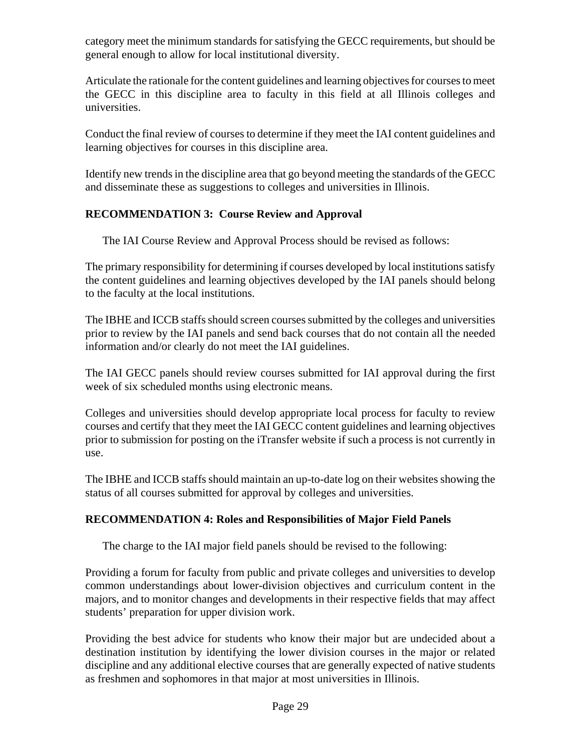category meet the minimum standards for satisfying the GECC requirements, but should be general enough to allow for local institutional diversity.

Articulate the rationale for the content guidelines and learning objectives for courses to meet the GECC in this discipline area to faculty in this field at all Illinois colleges and universities.

Conduct the final review of courses to determine if they meet the IAI content guidelines and learning objectives for courses in this discipline area.

Identify new trends in the discipline area that go beyond meeting the standards of the GECC and disseminate these as suggestions to colleges and universities in Illinois.

**RECOMMENDATION 3: Course Review and Approval**

The IAI Course Review and Approval Process should be revised as follows:

The primary responsibility for determining if courses developed by local institutions satisfy the content guidelines and learning objectives developed by the IAI panels should belong to the faculty at the local institutions.

The IBHE and ICCB staffs should screen courses submitted by the colleges and universities prior to review by the IAI panels and send back courses that do not contain all the needed information and/or clearly do not meet the IAI guidelines.

The IAI GECC panels should review courses submitted for IAI approval during the first week of six scheduled months using electronic means.

Colleges and universities should develop appropriate local process for faculty to review courses and certify that they meet the IAI GECC content guidelines and learning objectives prior to submission for posting on the iTransfer website if such a process is not currently in use.

The IBHE and ICCB staffs should maintain an up-to-date log on their websites showing the status of all courses submitted for approval by colleges and universities.

**RECOMMENDATION 4: Roles and Responsibilities of Major Field Panels**

The charge to the IAI major field panels should be revised to the following:

Providing a forum for faculty from public and private colleges and universities to develop common understandings about lower-division objectives and curriculum content in the majors, and to monitor changes and developments in their respective fields that may affect students' preparation for upper division work.

Providing the best advice for students who know their major but are undecided about a destination institution by identifying the lower division courses in the major or related discipline and any additional elective courses that are generally expected of native students as freshmen and sophomores in that major at most universities in Illinois.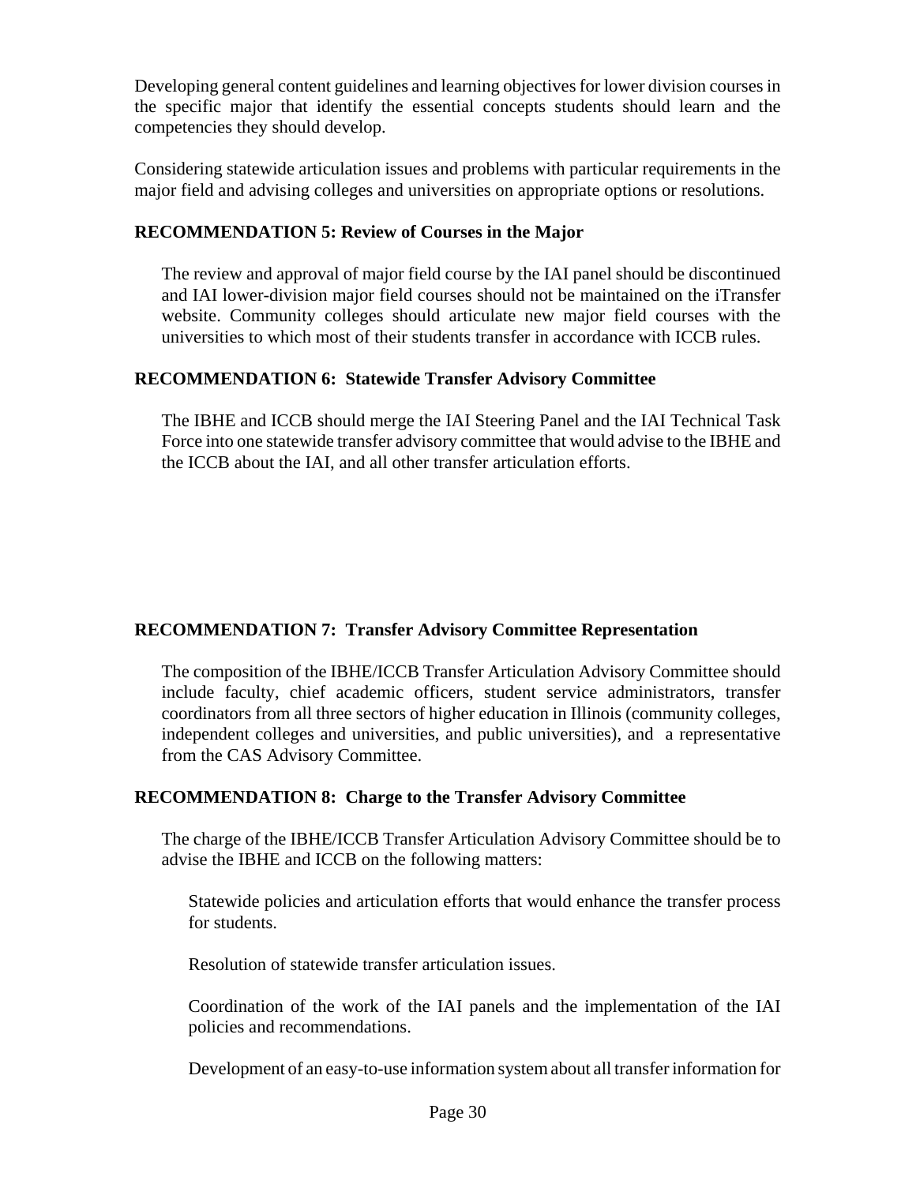Developing general content guidelines and learning objectives for lower division courses in the specific major that identify the essential concepts students should learn and the competencies they should develop.

Considering statewide articulation issues and problems with particular requirements in the major field and advising colleges and universities on appropriate options or resolutions.

**RECOMMENDATION 5: Review of Courses in the Major**

> The review and approval of major field course by the IAI panel should be discontinued and IAI lower-division major field courses should not be maintained on the iTransfer website. Community colleges should articulate new major field courses with the universities to which most of their students transfer in accordance with ICCB rules.

**RECOMMENDATION 6: Statewide Transfer Advisory Committee**

> The IBHE and ICCB should merge the IAI Steering Panel and the IAI Technical Task Force into one statewide transfer advisory committee that would advise to the IBHE and the ICCB about the IAI, and all other transfer articulation efforts.

**RECOMMENDATION 7: Transfer Advisory Committee Representation**

> The composition of the IBHE/ICCB Transfer Articulation Advisory Committee should include faculty, chief academic officers, student service administrators, transfer coordinators from all three sectors of higher education in Illinois (community colleges, independent colleges and universities, and public universities), and a representative from the CAS Advisory Committee.

**RECOMMENDATION 8: Charge to the Transfer Advisory Committee**

> The charge of the IBHE/ICCB Transfer Articulation Advisory Committee should be to advise the IBHE and ICCB on the following matters:
>
> Statewide policies and articulation efforts that would enhance the transfer process for students.
>
> Resolution of statewide transfer articulation issues.
>
> Coordination of the work of the IAI panels and the implementation of the IAI policies and recommendations.
>
> Development of an easy-to-use information system about all transfer information for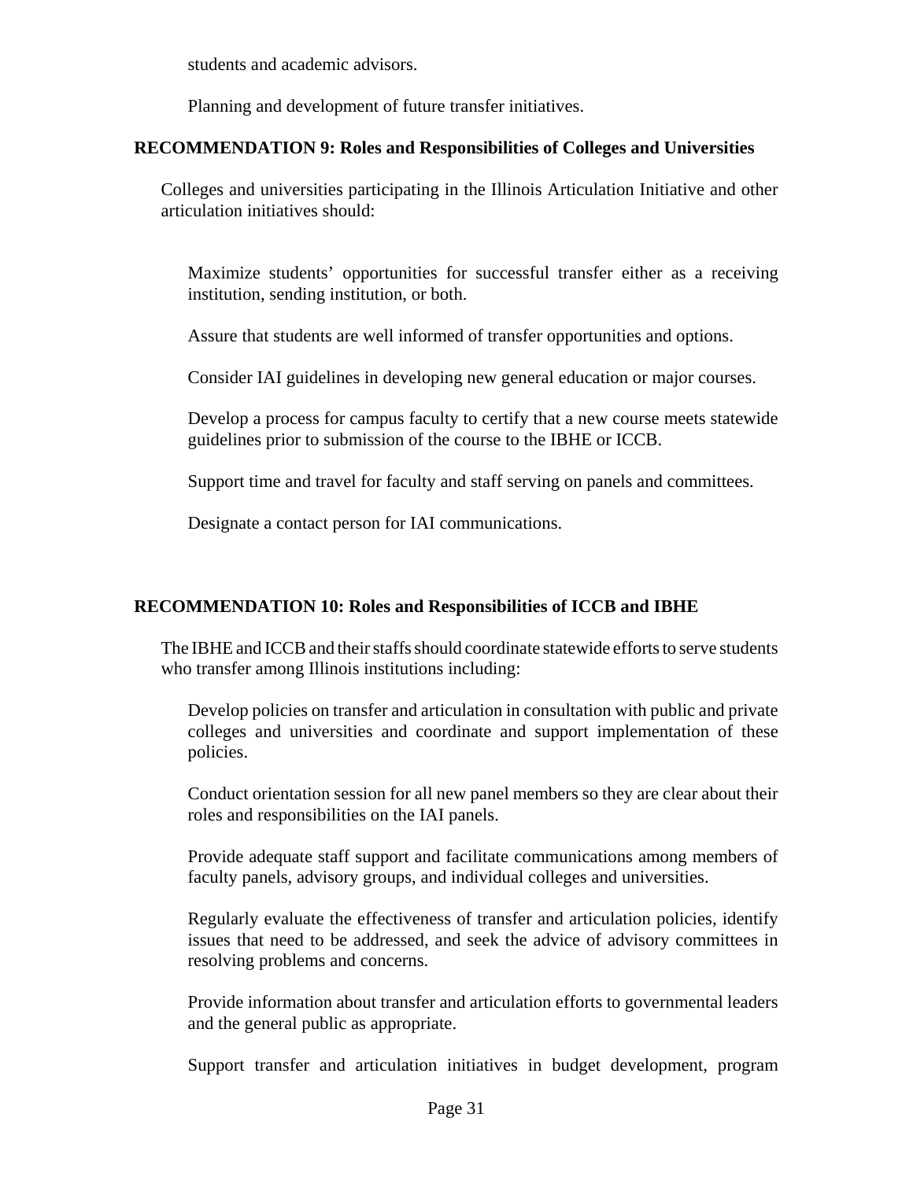students and academic advisors.

Planning and development of future transfer initiatives.

**RECOMMENDATION 9: Roles and Responsibilities of Colleges and Universities**

Colleges and universities participating in the Illinois Articulation Initiative and other articulation initiatives should:

Maximize students' opportunities for successful transfer either as a receiving institution, sending institution, or both.

Assure that students are well informed of transfer opportunities and options.

Consider IAI guidelines in developing new general education or major courses.

Develop a process for campus faculty to certify that a new course meets statewide guidelines prior to submission of the course to the IBHE or ICCB.

Support time and travel for faculty and staff serving on panels and committees.

Designate a contact person for IAI communications.

**RECOMMENDATION 10: Roles and Responsibilities of ICCB and IBHE**

The IBHE and ICCB and their staffs should coordinate statewide efforts to serve students who transfer among Illinois institutions including:

Develop policies on transfer and articulation in consultation with public and private colleges and universities and coordinate and support implementation of these policies.

Conduct orientation session for all new panel members so they are clear about their roles and responsibilities on the IAI panels.

Provide adequate staff support and facilitate communications among members of faculty panels, advisory groups, and individual colleges and universities.

Regularly evaluate the effectiveness of transfer and articulation policies, identify issues that need to be addressed, and seek the advice of advisory committees in resolving problems and concerns.

Provide information about transfer and articulation efforts to governmental leaders and the general public as appropriate.

Support transfer and articulation initiatives in budget development, program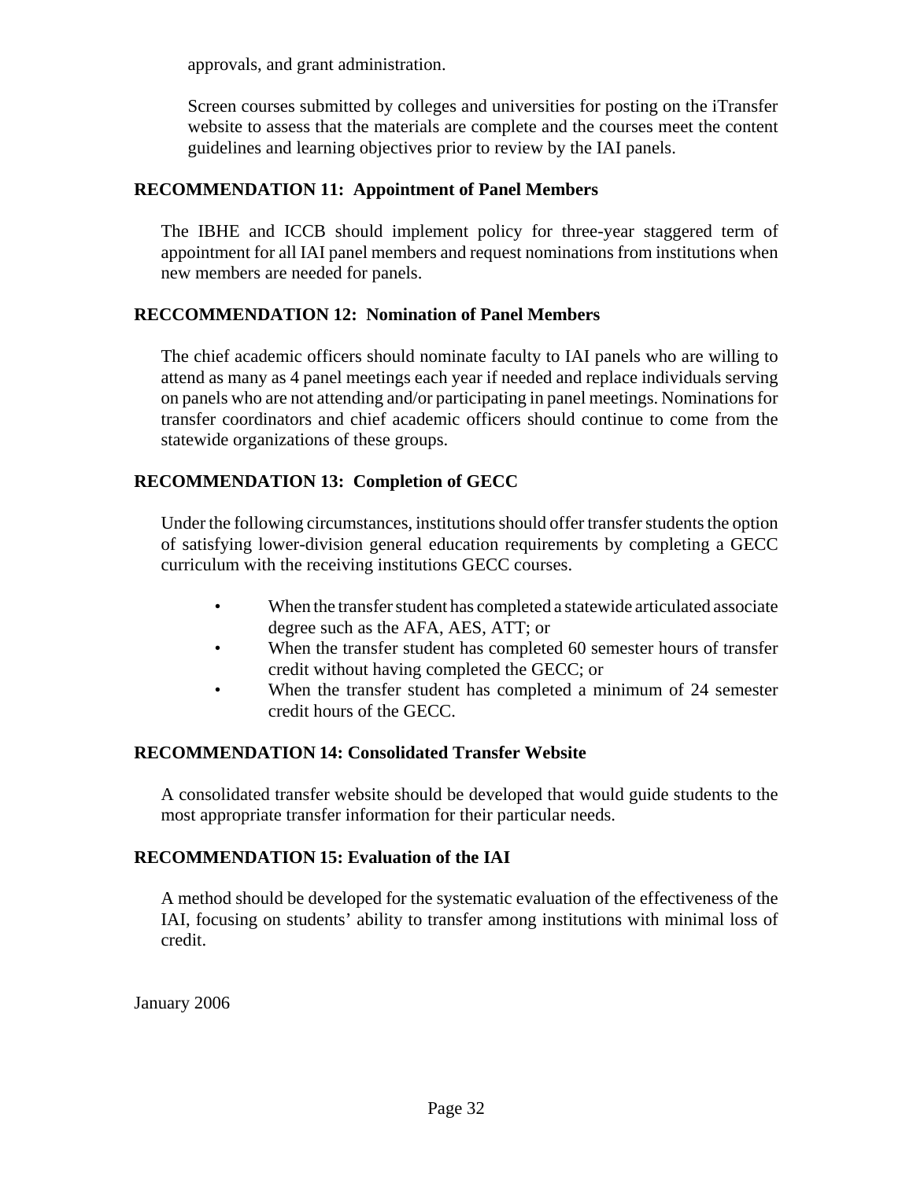approvals, and grant administration.

Screen courses submitted by colleges and universities for posting on the iTransfer website to assess that the materials are complete and the courses meet the content guidelines and learning objectives prior to review by the IAI panels.

**RECOMMENDATION 11: Appointment of Panel Members**

The IBHE and ICCB should implement policy for three-year staggered term of appointment for all IAI panel members and request nominations from institutions when new members are needed for panels.

**RECCOMMENDATION 12: Nomination of Panel Members**

The chief academic officers should nominate faculty to IAI panels who are willing to attend as many as 4 panel meetings each year if needed and replace individuals serving on panels who are not attending and/or participating in panel meetings. Nominations for transfer coordinators and chief academic officers should continue to come from the statewide organizations of these groups.

**RECOMMENDATION 13: Completion of GECC**

Under the following circumstances, institutions should offer transfer students the option of satisfying lower-division general education requirements by completing a GECC curriculum with the receiving institutions GECC courses.

- When the transfer student has completed a statewide articulated associate degree such as the AFA, AES, ATT; or
- When the transfer student has completed 60 semester hours of transfer credit without having completed the GECC; or
- When the transfer student has completed a minimum of 24 semester credit hours of the GECC.

**RECOMMENDATION 14: Consolidated Transfer Website**

A consolidated transfer website should be developed that would guide students to the most appropriate transfer information for their particular needs.

**RECOMMENDATION 15: Evaluation of the IAI**

A method should be developed for the systematic evaluation of the effectiveness of the IAI, focusing on students' ability to transfer among institutions with minimal loss of credit.

January 2006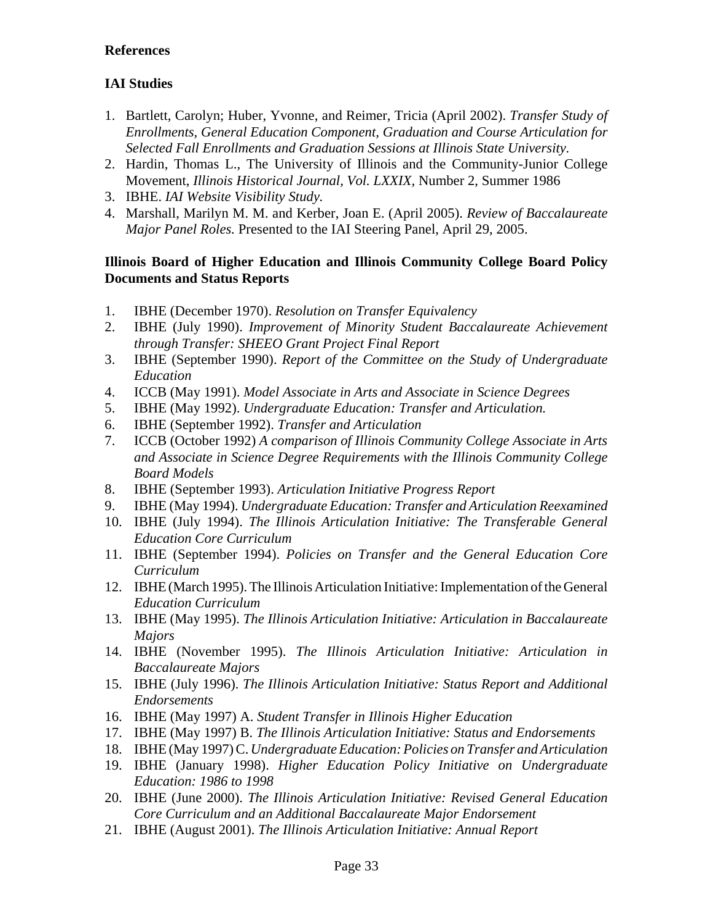**References**

**IAI Studies**

1. Bartlett, Carolyn; Huber, Yvonne, and Reimer, Tricia (April 2002). *Transfer Study of Enrollments, General Education Component, Graduation and Course Articulation for Selected Fall Enrollments and Graduation Sessions at Illinois State University.*
2. Hardin, Thomas L., The University of Illinois and the Community-Junior College Movement, *Illinois Historical Journal, Vol. LXXIX*, Number 2, Summer 1986
3. IBHE. *IAI Website Visibility Study.*
4. Marshall, Marilyn M. M. and Kerber, Joan E. (April 2005). *Review of Baccalaureate Major Panel Roles.* Presented to the IAI Steering Panel, April 29, 2005.

**Illinois Board of Higher Education and Illinois Community College Board Policy Documents and Status Reports**

1. IBHE (December 1970). *Resolution on Transfer Equivalency*
2. IBHE (July 1990). *Improvement of Minority Student Baccalaureate Achievement through Transfer: SHEEO Grant Project Final Report*
3. IBHE (September 1990). *Report of the Committee on the Study of Undergraduate Education*
4. ICCB (May 1991). *Model Associate in Arts and Associate in Science Degrees*
5. IBHE (May 1992). *Undergraduate Education: Transfer and Articulation.*
6. IBHE (September 1992). *Transfer and Articulation*
7. ICCB (October 1992) *A comparison of Illinois Community College Associate in Arts and Associate in Science Degree Requirements with the Illinois Community College Board Models*
8. IBHE (September 1993). *Articulation Initiative Progress Report*
9. IBHE (May 1994). *Undergraduate Education: Transfer and Articulation Reexamined*
10. IBHE (July 1994). *The Illinois Articulation Initiative: The Transferable General Education Core Curriculum*
11. IBHE (September 1994). *Policies on Transfer and the General Education Core Curriculum*
12. IBHE (March 1995). The Illinois Articulation Initiative: Implementation of the General *Education Curriculum*
13. IBHE (May 1995). *The Illinois Articulation Initiative: Articulation in Baccalaureate Majors*
14. IBHE (November 1995). *The Illinois Articulation Initiative: Articulation in Baccalaureate Majors*
15. IBHE (July 1996). *The Illinois Articulation Initiative: Status Report and Additional Endorsements*
16. IBHE (May 1997) A. *Student Transfer in Illinois Higher Education*
17. IBHE (May 1997) B. *The Illinois Articulation Initiative: Status and Endorsements*
18. IBHE (May 1997) C. *Undergraduate Education: Policies on Transfer and Articulation*
19. IBHE (January 1998). *Higher Education Policy Initiative on Undergraduate Education: 1986 to 1998*
20. IBHE (June 2000). *The Illinois Articulation Initiative: Revised General Education Core Curriculum and an Additional Baccalaureate Major Endorsement*
21. IBHE (August 2001). *The Illinois Articulation Initiative: Annual Report*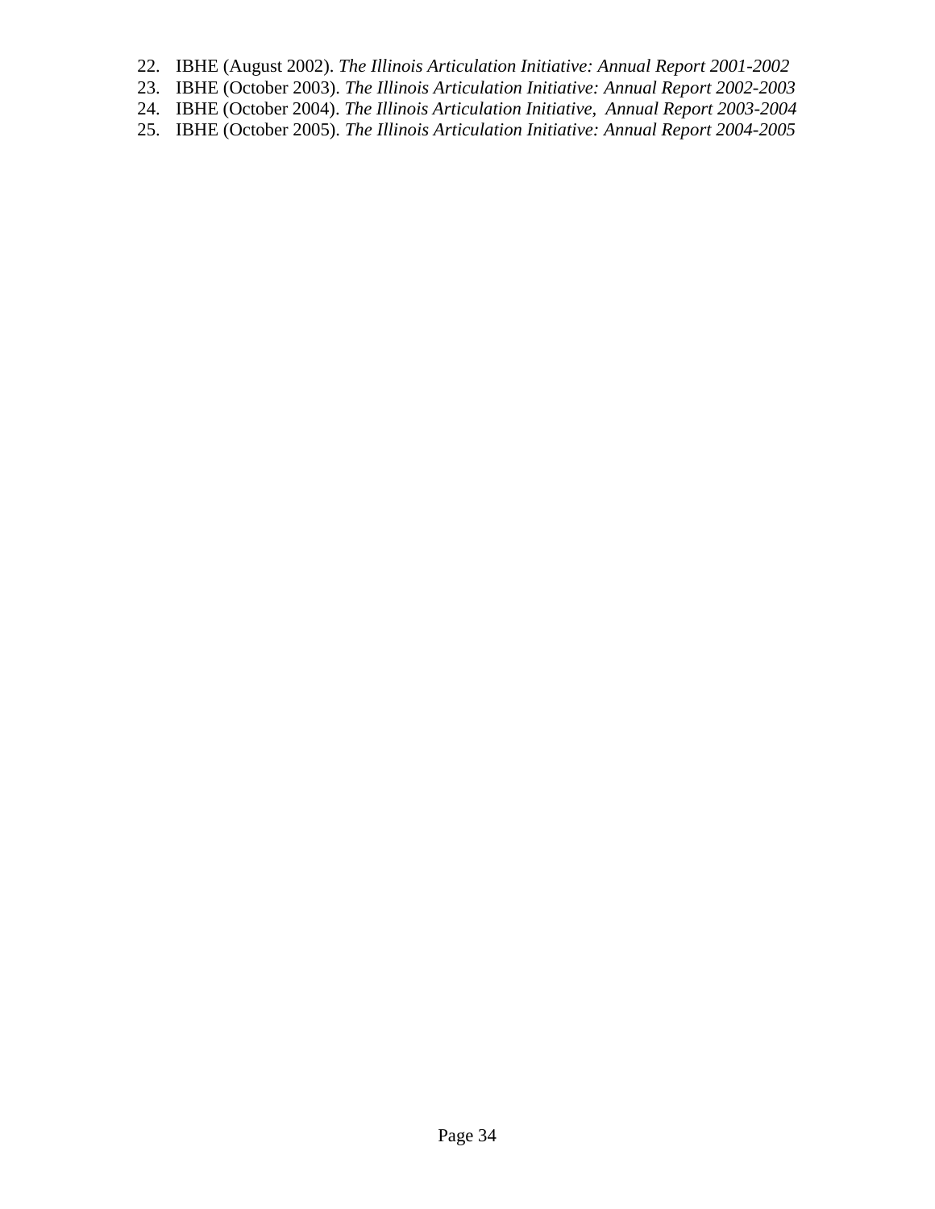22. IBHE (August 2002). *The Illinois Articulation Initiative: Annual Report 2001-2002*
23. IBHE (October 2003). *The Illinois Articulation Initiative: Annual Report 2002-2003*
24. IBHE (October 2004). *The Illinois Articulation Initiative,  Annual Report 2003-2004*
25. IBHE (October 2005). *The Illinois Articulation Initiative: Annual Report 2004-2005*